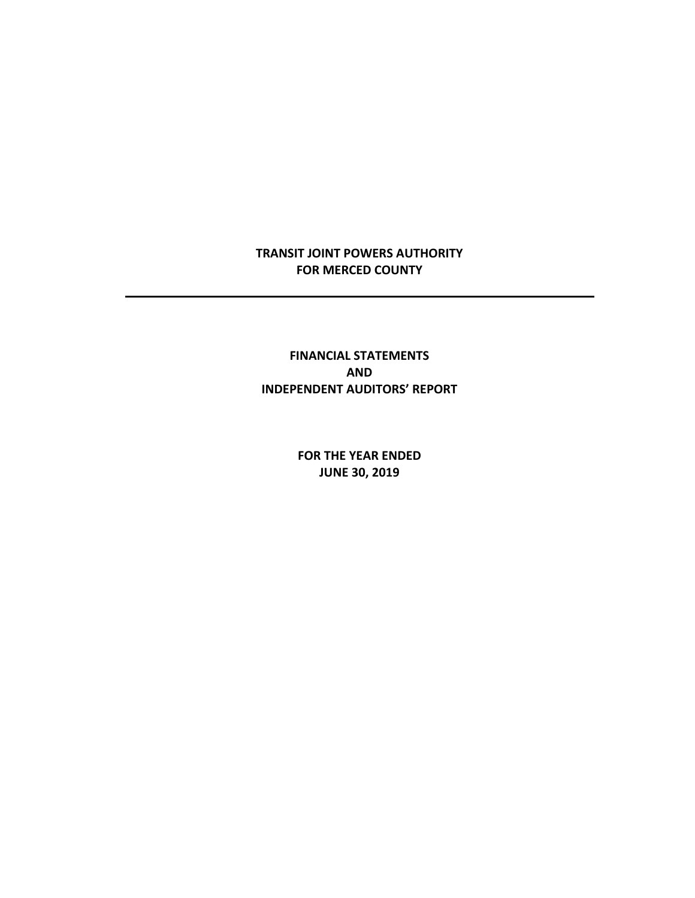# TRANSIT JOINT POWERS AUTHORITY
# FOR MERCED COUNTY

---

## FINANCIAL STATEMENTS
## AND
## INDEPENDENT AUDITORS' REPORT

### FOR THE YEAR ENDED
### JUNE 30, 2019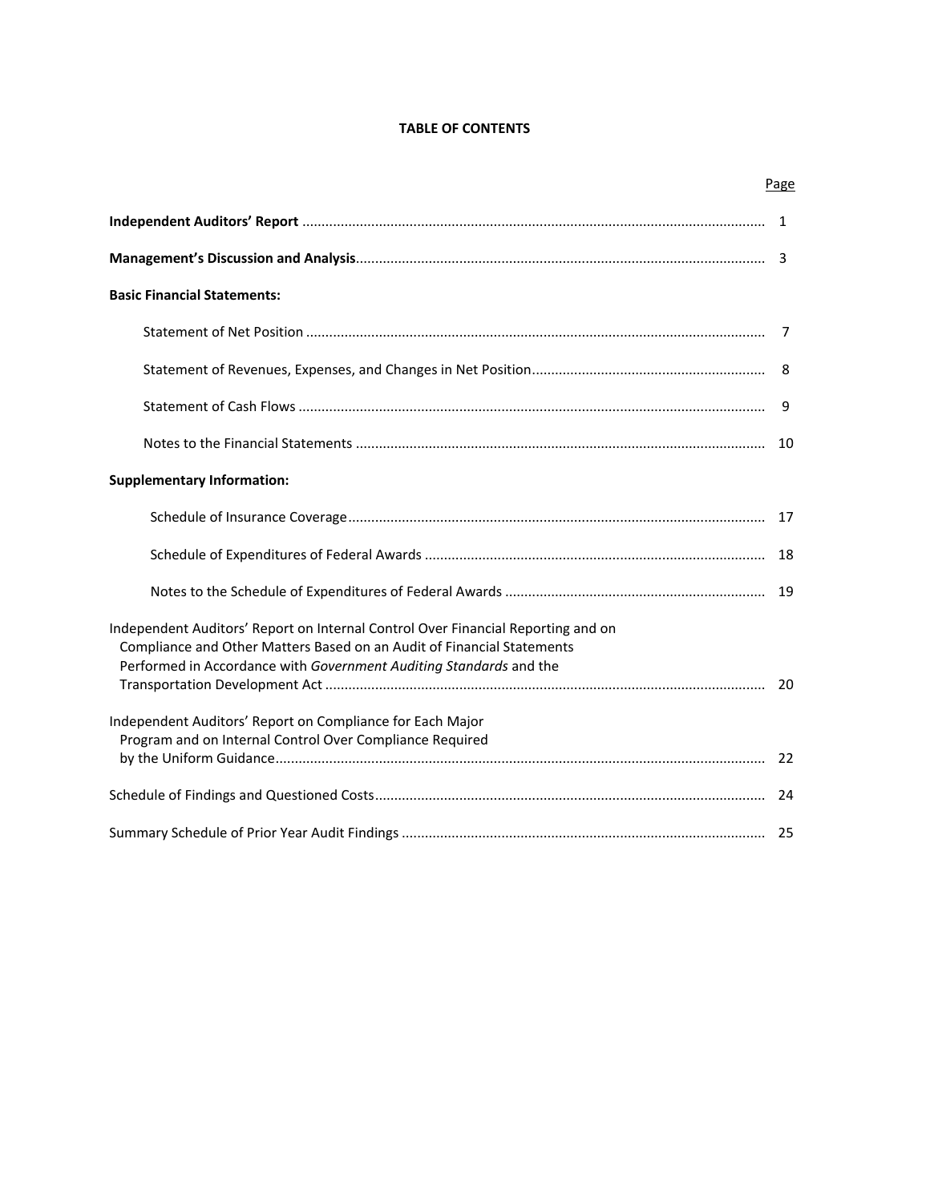**TABLE OF CONTENTS**

| | Page |
|---|---|
| **Independent Auditors' Report** | 1 |
| **Management's Discussion and Analysis** | 3 |
| **Basic Financial Statements:** | |
| Statement of Net Position | 7 |
| Statement of Revenues, Expenses, and Changes in Net Position | 8 |
| Statement of Cash Flows | 9 |
| Notes to the Financial Statements | 10 |
| **Supplementary Information:** | |
| Schedule of Insurance Coverage | 17 |
| Schedule of Expenditures of Federal Awards | 18 |
| Notes to the Schedule of Expenditures of Federal Awards | 19 |
| Independent Auditors' Report on Internal Control Over Financial Reporting and on Compliance and Other Matters Based on an Audit of Financial Statements Performed in Accordance with *Government Auditing Standards* and the Transportation Development Act | 20 |
| Independent Auditors' Report on Compliance for Each Major Program and on Internal Control Over Compliance Required by the Uniform Guidance | 22 |
| Schedule of Findings and Questioned Costs | 24 |
| Summary Schedule of Prior Year Audit Findings | 25 |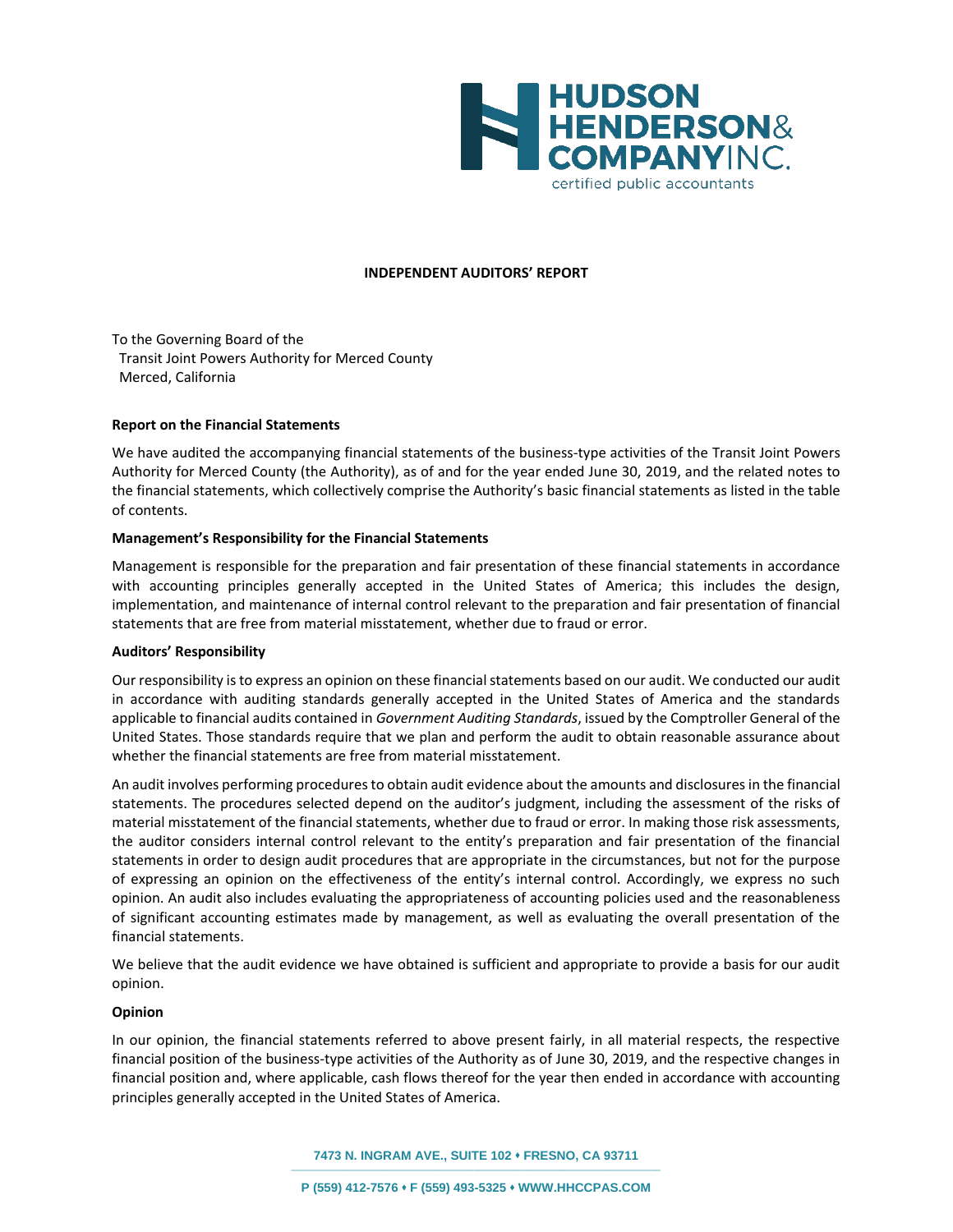HUDSON HENDERSON & COMPANY INC.
certified public accountants

## INDEPENDENT AUDITORS' REPORT

To the Governing Board of the
Transit Joint Powers Authority for Merced County
Merced, California

### Report on the Financial Statements

We have audited the accompanying financial statements of the business-type activities of the Transit Joint Powers Authority for Merced County (the Authority), as of and for the year ended June 30, 2019, and the related notes to the financial statements, which collectively comprise the Authority's basic financial statements as listed in the table of contents.

### Management's Responsibility for the Financial Statements

Management is responsible for the preparation and fair presentation of these financial statements in accordance with accounting principles generally accepted in the United States of America; this includes the design, implementation, and maintenance of internal control relevant to the preparation and fair presentation of financial statements that are free from material misstatement, whether due to fraud or error.

### Auditors' Responsibility

Our responsibility is to express an opinion on these financial statements based on our audit. We conducted our audit in accordance with auditing standards generally accepted in the United States of America and the standards applicable to financial audits contained in *Government Auditing Standards*, issued by the Comptroller General of the United States. Those standards require that we plan and perform the audit to obtain reasonable assurance about whether the financial statements are free from material misstatement.

An audit involves performing procedures to obtain audit evidence about the amounts and disclosures in the financial statements. The procedures selected depend on the auditor's judgment, including the assessment of the risks of material misstatement of the financial statements, whether due to fraud or error. In making those risk assessments, the auditor considers internal control relevant to the entity's preparation and fair presentation of the financial statements in order to design audit procedures that are appropriate in the circumstances, but not for the purpose of expressing an opinion on the effectiveness of the entity's internal control. Accordingly, we express no such opinion. An audit also includes evaluating the appropriateness of accounting policies used and the reasonableness of significant accounting estimates made by management, as well as evaluating the overall presentation of the financial statements.

We believe that the audit evidence we have obtained is sufficient and appropriate to provide a basis for our audit opinion.

### Opinion

In our opinion, the financial statements referred to above present fairly, in all material respects, the respective financial position of the business-type activities of the Authority as of June 30, 2019, and the respective changes in financial position and, where applicable, cash flows thereof for the year then ended in accordance with accounting principles generally accepted in the United States of America.

7473 N. INGRAM AVE., SUITE 102 • FRESNO, CA 93711

P (559) 412-7576 • F (559) 493-5325 • WWW.HHCCPAS.COM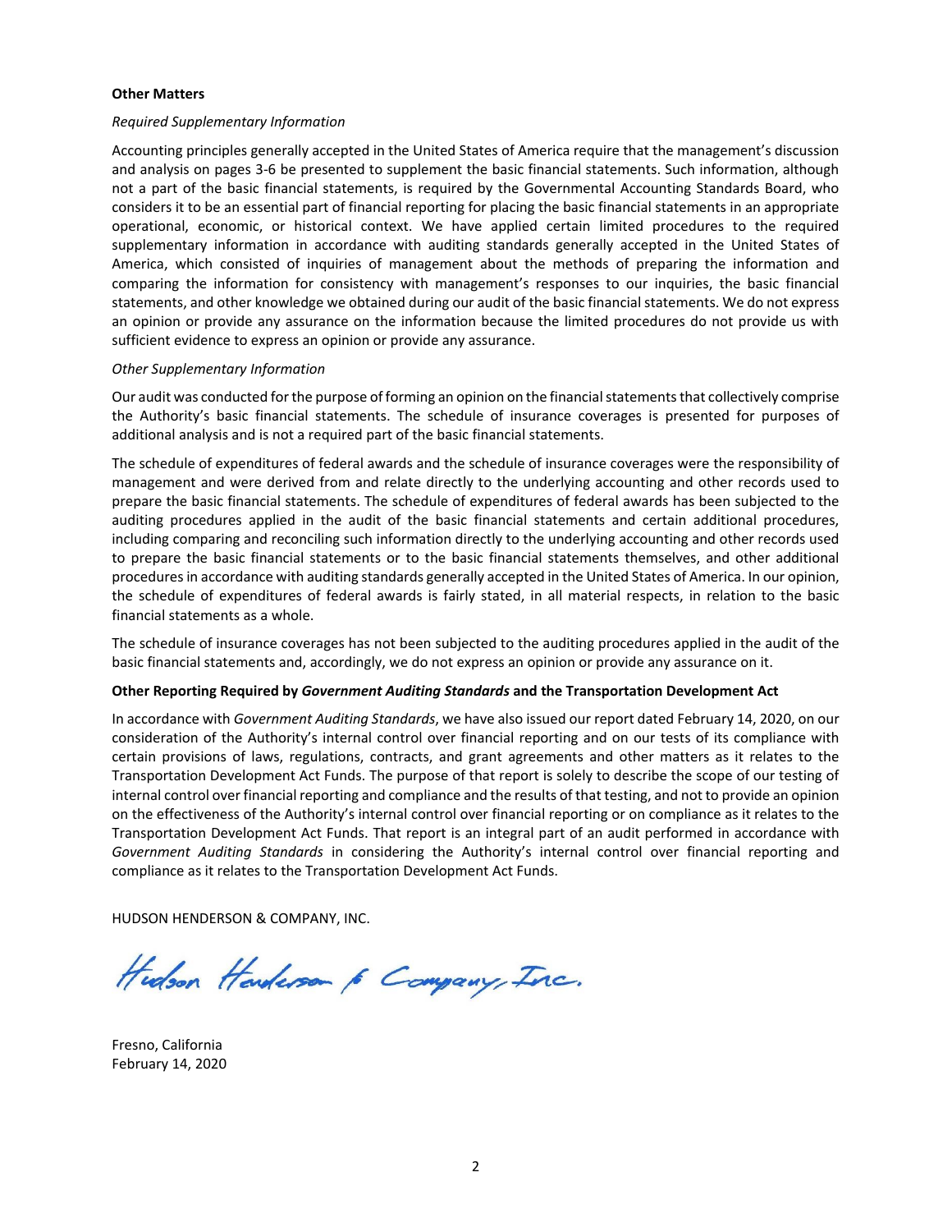**Other Matters**

*Required Supplementary Information*

Accounting principles generally accepted in the United States of America require that the management's discussion and analysis on pages 3-6 be presented to supplement the basic financial statements. Such information, although not a part of the basic financial statements, is required by the Governmental Accounting Standards Board, who considers it to be an essential part of financial reporting for placing the basic financial statements in an appropriate operational, economic, or historical context. We have applied certain limited procedures to the required supplementary information in accordance with auditing standards generally accepted in the United States of America, which consisted of inquiries of management about the methods of preparing the information and comparing the information for consistency with management's responses to our inquiries, the basic financial statements, and other knowledge we obtained during our audit of the basic financial statements. We do not express an opinion or provide any assurance on the information because the limited procedures do not provide us with sufficient evidence to express an opinion or provide any assurance.

*Other Supplementary Information*

Our audit was conducted for the purpose of forming an opinion on the financial statements that collectively comprise the Authority's basic financial statements. The schedule of insurance coverages is presented for purposes of additional analysis and is not a required part of the basic financial statements.

The schedule of expenditures of federal awards and the schedule of insurance coverages were the responsibility of management and were derived from and relate directly to the underlying accounting and other records used to prepare the basic financial statements. The schedule of expenditures of federal awards has been subjected to the auditing procedures applied in the audit of the basic financial statements and certain additional procedures, including comparing and reconciling such information directly to the underlying accounting and other records used to prepare the basic financial statements or to the basic financial statements themselves, and other additional procedures in accordance with auditing standards generally accepted in the United States of America. In our opinion, the schedule of expenditures of federal awards is fairly stated, in all material respects, in relation to the basic financial statements as a whole.

The schedule of insurance coverages has not been subjected to the auditing procedures applied in the audit of the basic financial statements and, accordingly, we do not express an opinion or provide any assurance on it.

**Other Reporting Required by *Government Auditing Standards* and the Transportation Development Act**

In accordance with *Government Auditing Standards*, we have also issued our report dated February 14, 2020, on our consideration of the Authority's internal control over financial reporting and on our tests of its compliance with certain provisions of laws, regulations, contracts, and grant agreements and other matters as it relates to the Transportation Development Act Funds. The purpose of that report is solely to describe the scope of our testing of internal control over financial reporting and compliance and the results of that testing, and not to provide an opinion on the effectiveness of the Authority's internal control over financial reporting or on compliance as it relates to the Transportation Development Act Funds. That report is an integral part of an audit performed in accordance with *Government Auditing Standards* in considering the Authority's internal control over financial reporting and compliance as it relates to the Transportation Development Act Funds.

HUDSON HENDERSON & COMPANY, INC.

Hudson Henderson & Company, Inc.

Fresno, California
February 14, 2020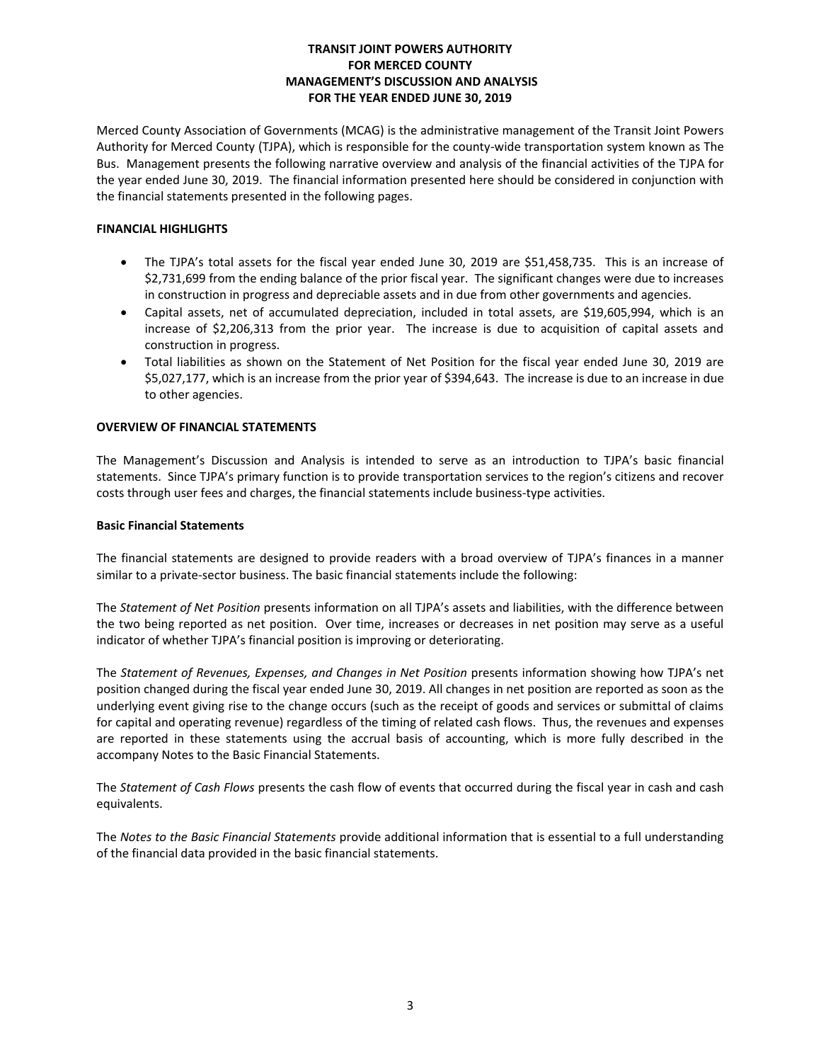# TRANSIT JOINT POWERS AUTHORITY
# FOR MERCED COUNTY
# MANAGEMENT'S DISCUSSION AND ANALYSIS
# FOR THE YEAR ENDED JUNE 30, 2019

Merced County Association of Governments (MCAG) is the administrative management of the Transit Joint Powers Authority for Merced County (TJPA), which is responsible for the county-wide transportation system known as The Bus. Management presents the following narrative overview and analysis of the financial activities of the TJPA for the year ended June 30, 2019. The financial information presented here should be considered in conjunction with the financial statements presented in the following pages.

**FINANCIAL HIGHLIGHTS**

- The TJPA's total assets for the fiscal year ended June 30, 2019 are $51,458,735. This is an increase of $2,731,699 from the ending balance of the prior fiscal year. The significant changes were due to increases in construction in progress and depreciable assets and in due from other governments and agencies.
- Capital assets, net of accumulated depreciation, included in total assets, are $19,605,994, which is an increase of $2,206,313 from the prior year. The increase is due to acquisition of capital assets and construction in progress.
- Total liabilities as shown on the Statement of Net Position for the fiscal year ended June 30, 2019 are $5,027,177, which is an increase from the prior year of $394,643. The increase is due to an increase in due to other agencies.

**OVERVIEW OF FINANCIAL STATEMENTS**

The Management's Discussion and Analysis is intended to serve as an introduction to TJPA's basic financial statements. Since TJPA's primary function is to provide transportation services to the region's citizens and recover costs through user fees and charges, the financial statements include business-type activities.

**Basic Financial Statements**

The financial statements are designed to provide readers with a broad overview of TJPA's finances in a manner similar to a private-sector business. The basic financial statements include the following:

The *Statement of Net Position* presents information on all TJPA's assets and liabilities, with the difference between the two being reported as net position. Over time, increases or decreases in net position may serve as a useful indicator of whether TJPA's financial position is improving or deteriorating.

The *Statement of Revenues, Expenses, and Changes in Net Position* presents information showing how TJPA's net position changed during the fiscal year ended June 30, 2019. All changes in net position are reported as soon as the underlying event giving rise to the change occurs (such as the receipt of goods and services or submittal of claims for capital and operating revenue) regardless of the timing of related cash flows. Thus, the revenues and expenses are reported in these statements using the accrual basis of accounting, which is more fully described in the accompany Notes to the Basic Financial Statements.

The *Statement of Cash Flows* presents the cash flow of events that occurred during the fiscal year in cash and cash equivalents.

The *Notes to the Basic Financial Statements* provide additional information that is essential to a full understanding of the financial data provided in the basic financial statements.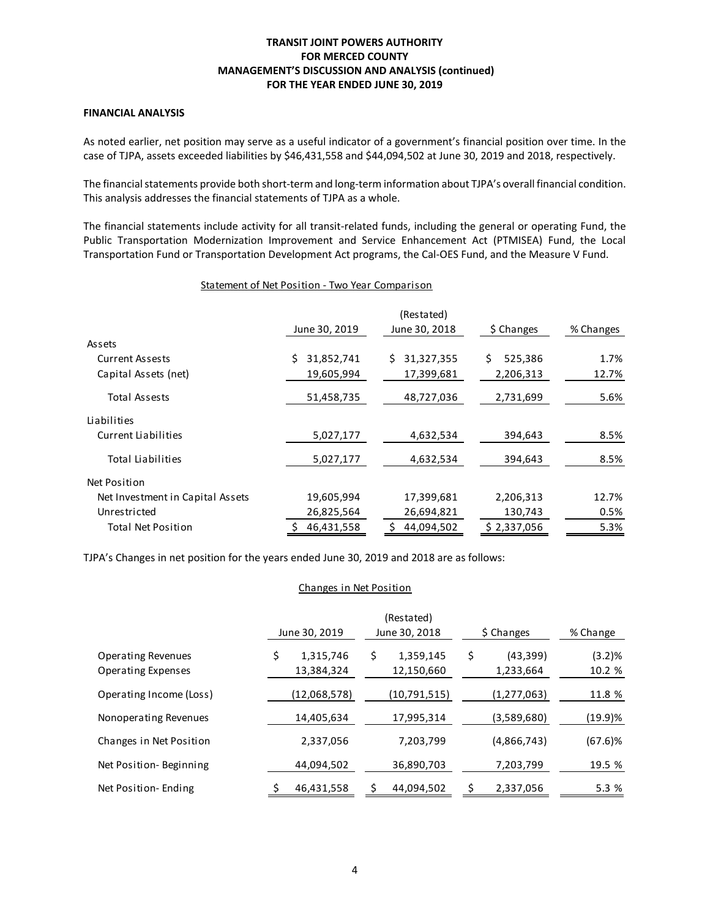**TRANSIT JOINT POWERS AUTHORITY**
**FOR MERCED COUNTY**
**MANAGEMENT'S DISCUSSION AND ANALYSIS (continued)**
**FOR THE YEAR ENDED JUNE 30, 2019**

**FINANCIAL ANALYSIS**

As noted earlier, net position may serve as a useful indicator of a government's financial position over time. In the case of TJPA, assets exceeded liabilities by $46,431,558 and $44,094,502 at June 30, 2019 and 2018, respectively.

The financial statements provide both short-term and long-term information about TJPA's overall financial condition. This analysis addresses the financial statements of TJPA as a whole.

The financial statements include activity for all transit-related funds, including the general or operating Fund, the Public Transportation Modernization Improvement and Service Enhancement Act (PTMISEA) Fund, the Local Transportation Fund or Transportation Development Act programs, the Cal-OES Fund, and the Measure V Fund.

Statement of Net Position - Two Year Comparison

| | June 30, 2019 | (Restated) June 30, 2018 | $ Changes | % Changes |
|---|---|---|---|---|
| Assets | | | | |
| Current Assests | $ 31,852,741 | $ 31,327,355 | $ 525,386 | 1.7% |
| Capital Assets (net) | 19,605,994 | 17,399,681 | 2,206,313 | 12.7% |
| Total Assests | 51,458,735 | 48,727,036 | 2,731,699 | 5.6% |
| Liabilities | | | | |
| Current Liabilities | 5,027,177 | 4,632,534 | 394,643 | 8.5% |
| Total Liabilities | 5,027,177 | 4,632,534 | 394,643 | 8.5% |
| Net Position | | | | |
| Net Investment in Capital Assets | 19,605,994 | 17,399,681 | 2,206,313 | 12.7% |
| Unrestricted | 26,825,564 | 26,694,821 | 130,743 | 0.5% |
| Total Net Position | $ 46,431,558 | $ 44,094,502 | $ 2,337,056 | 5.3% |

TJPA's Changes in net position for the years ended June 30, 2019 and 2018 are as follows:

Changes in Net Position

| | June 30, 2019 | (Restated) June 30, 2018 | $ Changes | % Change |
|---|---|---|---|---|
| Operating Revenues | $ 1,315,746 | $ 1,359,145 | $ (43,399) | (3.2)% |
| Operating Expenses | 13,384,324 | 12,150,660 | 1,233,664 | 10.2 % |
| Operating Income (Loss) | (12,068,578) | (10,791,515) | (1,277,063) | 11.8 % |
| Nonoperating Revenues | 14,405,634 | 17,995,314 | (3,589,680) | (19.9)% |
| Changes in Net Position | 2,337,056 | 7,203,799 | (4,866,743) | (67.6)% |
| Net Position- Beginning | 44,094,502 | 36,890,703 | 7,203,799 | 19.5 % |
| Net Position- Ending | $ 46,431,558 | $ 44,094,502 | $ 2,337,056 | 5.3 % |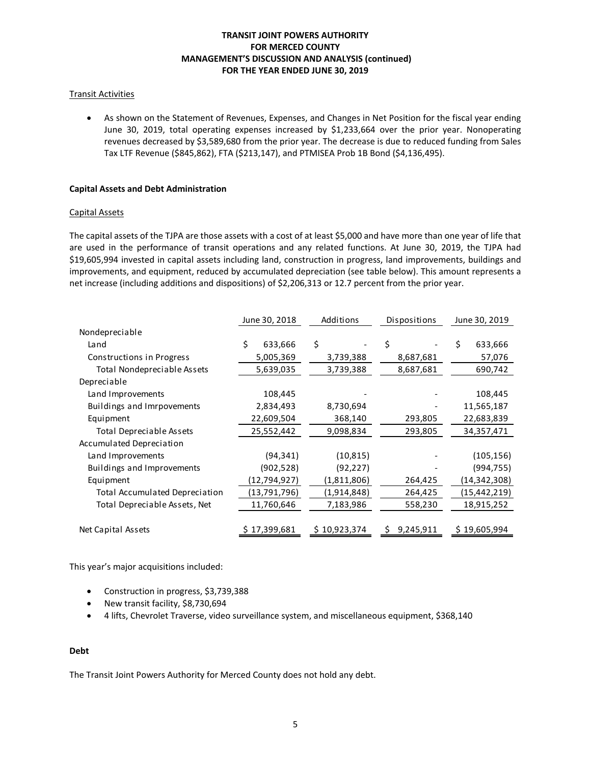## Transit Activities

- As shown on the Statement of Revenues, Expenses, and Changes in Net Position for the fiscal year ending June 30, 2019, total operating expenses increased by $1,233,664 over the prior year. Nonoperating revenues decreased by $3,589,680 from the prior year. The decrease is due to reduced funding from Sales Tax LTF Revenue ($845,862), FTA ($213,147), and PTMISEA Prob 1B Bond ($4,136,495).

## Capital Assets and Debt Administration

### Capital Assets

The capital assets of the TJPA are those assets with a cost of at least $5,000 and have more than one year of life that are used in the performance of transit operations and any related functions. At June 30, 2019, the TJPA had $19,605,994 invested in capital assets including land, construction in progress, land improvements, buildings and improvements, and equipment, reduced by accumulated depreciation (see table below). This amount represents a net increase (including additions and dispositions) of $2,206,313 or 12.7 percent from the prior year.

| | June 30, 2018 | Additions | Dispositions | June 30, 2019 |
|---|---|---|---|---|
| Nondepreciable | | | | |
| Land | $ 633,666 | $ - | $ - | $ 633,666 |
| Constructions in Progress | 5,005,369 | 3,739,388 | 8,687,681 | 57,076 |
| Total Nondepreciable Assets | 5,639,035 | 3,739,388 | 8,687,681 | 690,742 |
| Depreciable | | | | |
| Land Improvements | 108,445 | - | - | 108,445 |
| Buildings and Imrpovements | 2,834,493 | 8,730,694 | - | 11,565,187 |
| Equipment | 22,609,504 | 368,140 | 293,805 | 22,683,839 |
| Total Depreciable Assets | 25,552,442 | 9,098,834 | 293,805 | 34,357,471 |
| Accumulated Depreciation | | | | |
| Land Improvements | (94,341) | (10,815) | - | (105,156) |
| Buildings and Improvements | (902,528) | (92,227) | - | (994,755) |
| Equipment | (12,794,927) | (1,811,806) | 264,425 | (14,342,308) |
| Total Accumulated Depreciation | (13,791,796) | (1,914,848) | 264,425 | (15,442,219) |
| Total Depreciable Assets, Net | 11,760,646 | 7,183,986 | 558,230 | 18,915,252 |
| Net Capital Assets | $ 17,399,681 | $ 10,923,374 | $ 9,245,911 | $ 19,605,994 |

This year's major acquisitions included:

- Construction in progress, $3,739,388
- New transit facility, $8,730,694
- 4 lifts, Chevrolet Traverse, video surveillance system, and miscellaneous equipment, $368,140

### Debt

The Transit Joint Powers Authority for Merced County does not hold any debt.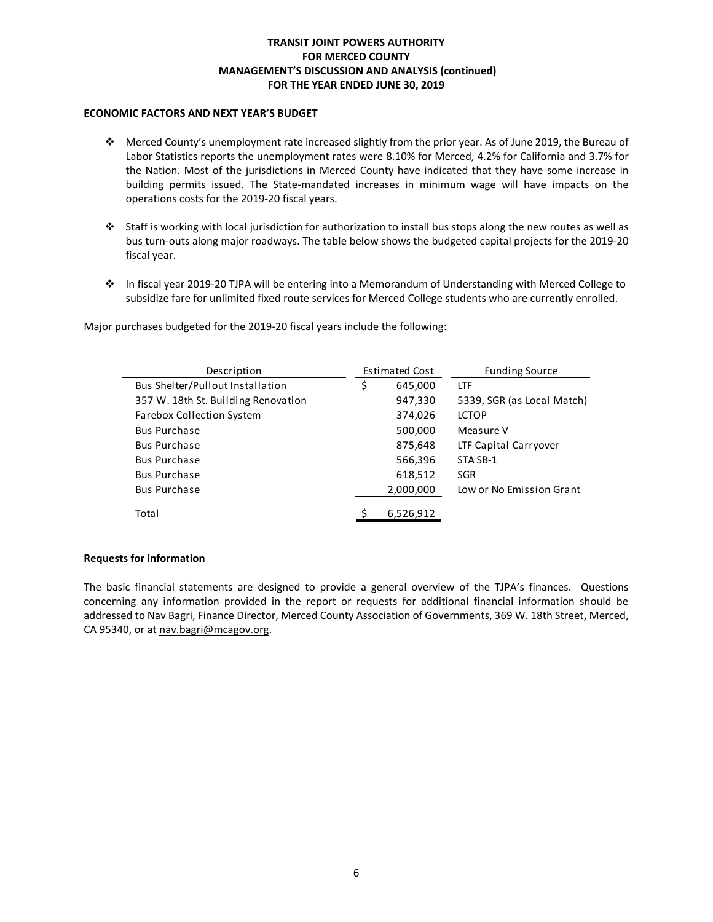**TRANSIT JOINT POWERS AUTHORITY**
**FOR MERCED COUNTY**
**MANAGEMENT'S DISCUSSION AND ANALYSIS (continued)**
**FOR THE YEAR ENDED JUNE 30, 2019**

## ECONOMIC FACTORS AND NEXT YEAR'S BUDGET

- Merced County's unemployment rate increased slightly from the prior year. As of June 2019, the Bureau of Labor Statistics reports the unemployment rates were 8.10% for Merced, 4.2% for California and 3.7% for the Nation. Most of the jurisdictions in Merced County have indicated that they have some increase in building permits issued. The State-mandated increases in minimum wage will have impacts on the operations costs for the 2019-20 fiscal years.

- Staff is working with local jurisdiction for authorization to install bus stops along the new routes as well as bus turn-outs along major roadways. The table below shows the budgeted capital projects for the 2019-20 fiscal year.

- In fiscal year 2019-20 TJPA will be entering into a Memorandum of Understanding with Merced College to subsidize fare for unlimited fixed route services for Merced College students who are currently enrolled.

Major purchases budgeted for the 2019-20 fiscal years include the following:

| Description | Estimated Cost | Funding Source |
|---|---|---|
| Bus Shelter/Pullout Installation | $ 645,000 | LTF |
| 357 W. 18th St. Building Renovation | 947,330 | 5339, SGR (as Local Match) |
| Farebox Collection System | 374,026 | LCTOP |
| Bus Purchase | 500,000 | Measure V |
| Bus Purchase | 875,648 | LTF Capital Carryover |
| Bus Purchase | 566,396 | STA SB-1 |
| Bus Purchase | 618,512 | SGR |
| Bus Purchase | 2,000,000 | Low or No Emission Grant |
| Total | $ 6,526,912 | |

### Requests for information

The basic financial statements are designed to provide a general overview of the TJPA's finances. Questions concerning any information provided in the report or requests for additional financial information should be addressed to Nav Bagri, Finance Director, Merced County Association of Governments, 369 W. 18th Street, Merced, CA 95340, or at nav.bagri@mcagov.org.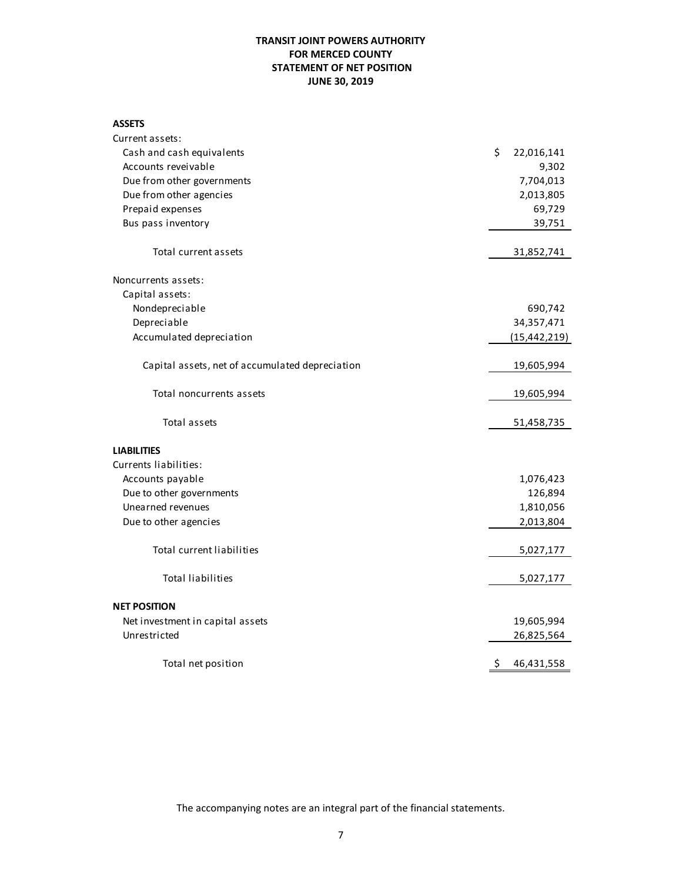# TRANSIT JOINT POWERS AUTHORITY
# FOR MERCED COUNTY
# STATEMENT OF NET POSITION
# JUNE 30, 2019

| | |
|---|---|
| **ASSETS** | |
| Current assets: | |
| Cash and cash equivalents | $ 22,016,141 |
| Accounts reveivable | 9,302 |
| Due from other governments | 7,704,013 |
| Due from other agencies | 2,013,805 |
| Prepaid expenses | 69,729 |
| Bus pass inventory | 39,751 |
| Total current assets | 31,852,741 |
| Noncurrents assets: | |
| Capital assets: | |
| Nondepreciable | 690,742 |
| Depreciable | 34,357,471 |
| Accumulated depreciation | (15,442,219) |
| Capital assets, net of accumulated depreciation | 19,605,994 |
| Total noncurrents assets | 19,605,994 |
| Total assets | 51,458,735 |
| **LIABILITIES** | |
| Currents liabilities: | |
| Accounts payable | 1,076,423 |
| Due to other governments | 126,894 |
| Unearned revenues | 1,810,056 |
| Due to other agencies | 2,013,804 |
| Total current liabilities | 5,027,177 |
| Total liabilities | 5,027,177 |
| **NET POSITION** | |
| Net investment in capital assets | 19,605,994 |
| Unrestricted | 26,825,564 |
| Total net position | $ 46,431,558 |

The accompanying notes are an integral part of the financial statements.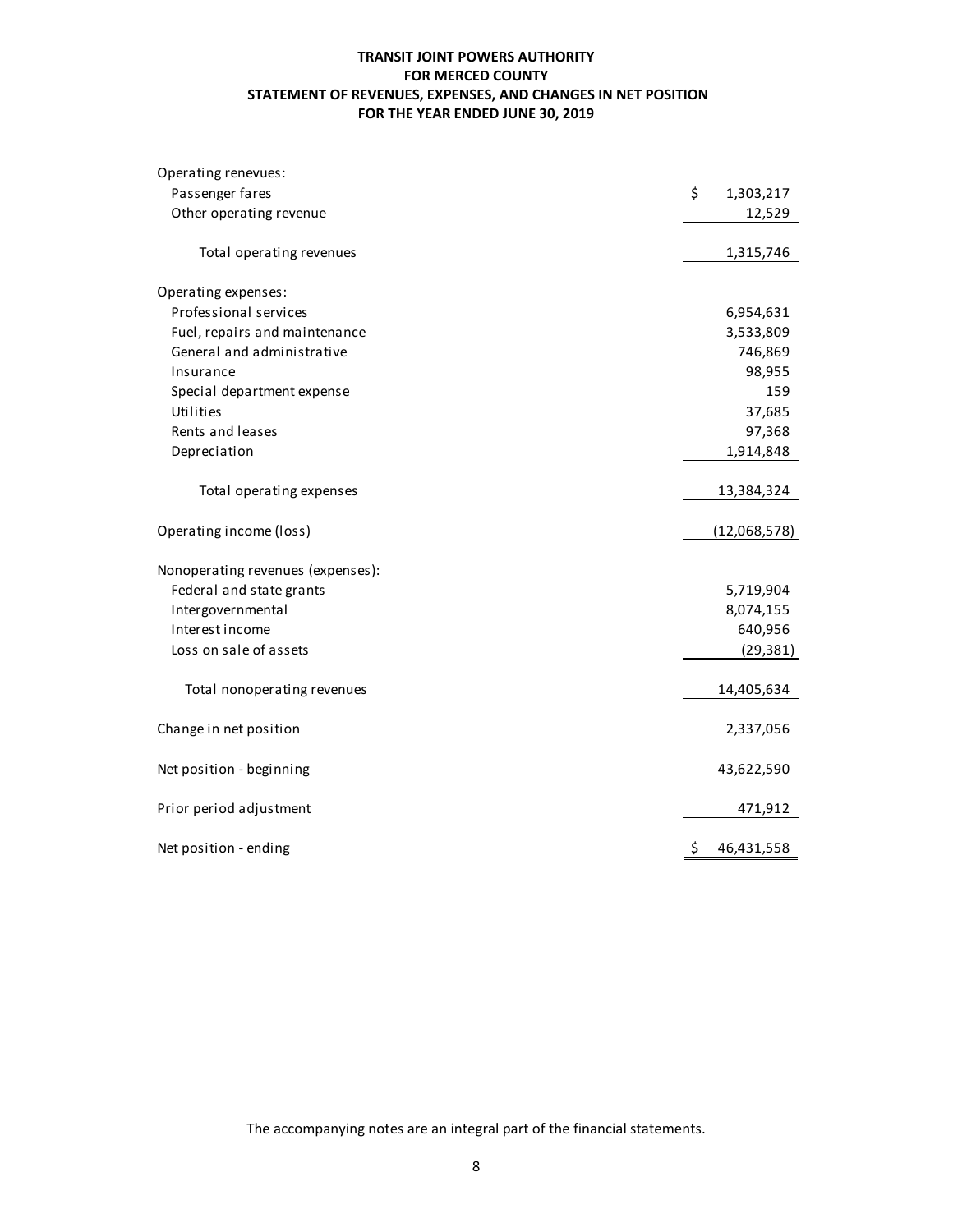**TRANSIT JOINT POWERS AUTHORITY**
**FOR MERCED COUNTY**
**STATEMENT OF REVENUES, EXPENSES, AND CHANGES IN NET POSITION**
**FOR THE YEAR ENDED JUNE 30, 2019**

| | |
|---|---|
| Operating renevues: | |
| Passenger fares | $ 1,303,217 |
| Other operating revenue | 12,529 |
| Total operating revenues | 1,315,746 |
| Operating expenses: | |
| Professional services | 6,954,631 |
| Fuel, repairs and maintenance | 3,533,809 |
| General and administrative | 746,869 |
| Insurance | 98,955 |
| Special department expense | 159 |
| Utilities | 37,685 |
| Rents and leases | 97,368 |
| Depreciation | 1,914,848 |
| Total operating expenses | 13,384,324 |
| Operating income (loss) | (12,068,578) |
| Nonoperating revenues (expenses): | |
| Federal and state grants | 5,719,904 |
| Intergovernmental | 8,074,155 |
| Interest income | 640,956 |
| Loss on sale of assets | (29,381) |
| Total nonoperating revenues | 14,405,634 |
| Change in net position | 2,337,056 |
| Net position - beginning | 43,622,590 |
| Prior period adjustment | 471,912 |
| Net position - ending | $ 46,431,558 |

The accompanying notes are an integral part of the financial statements.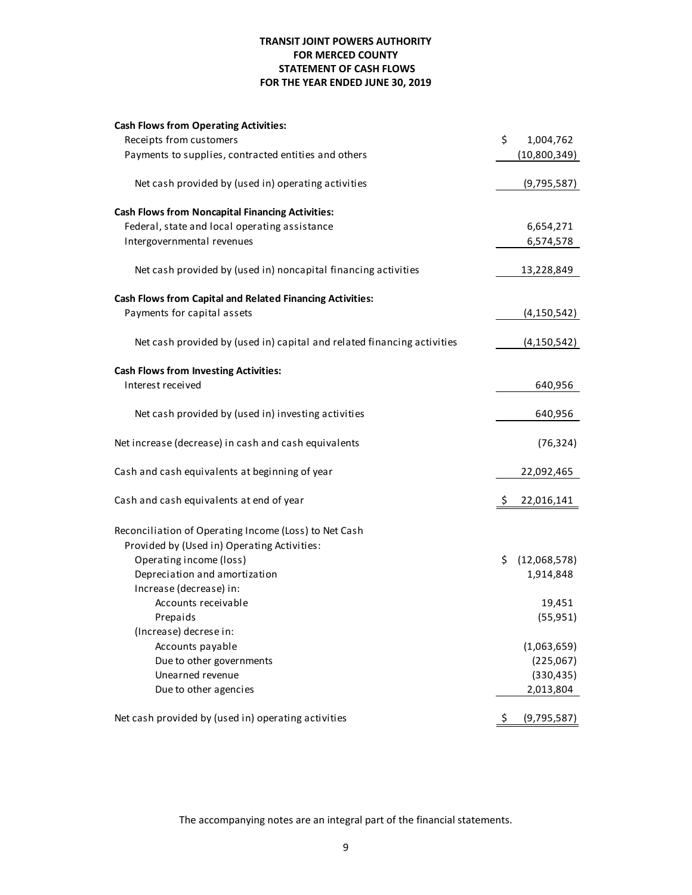# TRANSIT JOINT POWERS AUTHORITY
# FOR MERCED COUNTY
# STATEMENT OF CASH FLOWS
# FOR THE YEAR ENDED JUNE 30, 2019

| | |
|---|---|
| **Cash Flows from Operating Activities:** | |
| Receipts from customers | $ 1,004,762 |
| Payments to supplies, contracted entities and others | (10,800,349) |
| Net cash provided by (used in) operating activities | (9,795,587) |
| **Cash Flows from Noncapital Financing Activities:** | |
| Federal, state and local operating assistance | 6,654,271 |
| Intergovernmental revenues | 6,574,578 |
| Net cash provided by (used in) noncapital financing activities | 13,228,849 |
| **Cash Flows from Capital and Related Financing Activities:** | |
| Payments for capital assets | (4,150,542) |
| Net cash provided by (used in) capital and related financing activities | (4,150,542) |
| **Cash Flows from Investing Activities:** | |
| Interest received | 640,956 |
| Net cash provided by (used in) investing activities | 640,956 |
| Net increase (decrease) in cash and cash equivalents | (76,324) |
| Cash and cash equivalents at beginning of year | 22,092,465 |
| Cash and cash equivalents at end of year | $ 22,016,141 |
| Reconciliation of Operating Income (Loss) to Net Cash Provided by (Used in) Operating Activities: | |
| Operating income (loss) | $ (12,068,578) |
| Depreciation and amortization | 1,914,848 |
| Increase (decrease) in: | |
| Accounts receivable | 19,451 |
| Prepaids | (55,951) |
| (Increase) decrese in: | |
| Accounts payable | (1,063,659) |
| Due to other governments | (225,067) |
| Unearned revenue | (330,435) |
| Due to other agencies | 2,013,804 |
| Net cash provided by (used in) operating activities | $ (9,795,587) |

The accompanying notes are an integral part of the financial statements.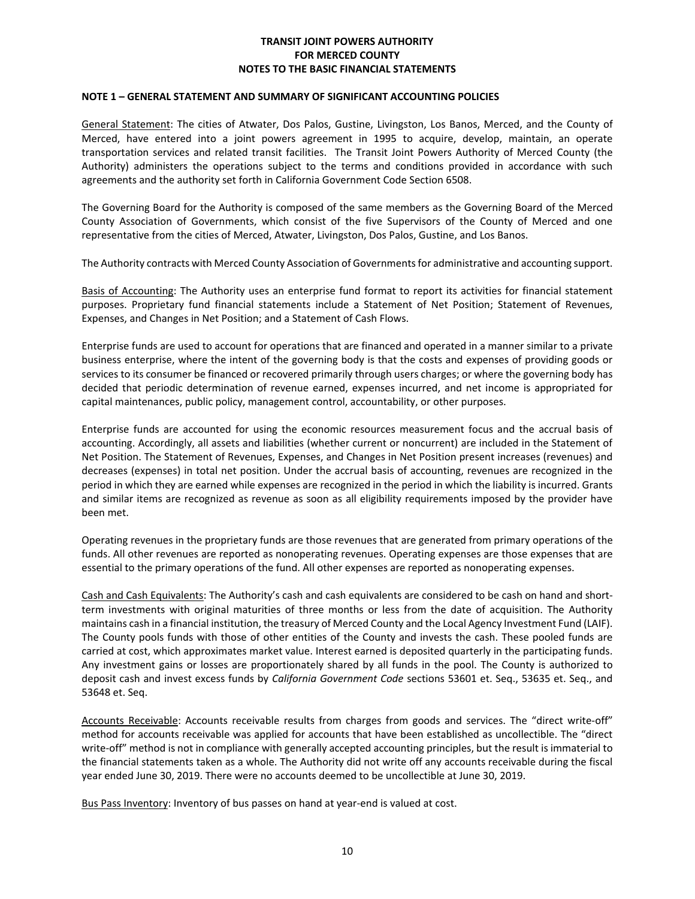**TRANSIT JOINT POWERS AUTHORITY**
**FOR MERCED COUNTY**
**NOTES TO THE BASIC FINANCIAL STATEMENTS**

**NOTE 1 – GENERAL STATEMENT AND SUMMARY OF SIGNIFICANT ACCOUNTING POLICIES**

General Statement: The cities of Atwater, Dos Palos, Gustine, Livingston, Los Banos, Merced, and the County of Merced, have entered into a joint powers agreement in 1995 to acquire, develop, maintain, an operate transportation services and related transit facilities. The Transit Joint Powers Authority of Merced County (the Authority) administers the operations subject to the terms and conditions provided in accordance with such agreements and the authority set forth in California Government Code Section 6508.

The Governing Board for the Authority is composed of the same members as the Governing Board of the Merced County Association of Governments, which consist of the five Supervisors of the County of Merced and one representative from the cities of Merced, Atwater, Livingston, Dos Palos, Gustine, and Los Banos.

The Authority contracts with Merced County Association of Governments for administrative and accounting support.

Basis of Accounting: The Authority uses an enterprise fund format to report its activities for financial statement purposes. Proprietary fund financial statements include a Statement of Net Position; Statement of Revenues, Expenses, and Changes in Net Position; and a Statement of Cash Flows.

Enterprise funds are used to account for operations that are financed and operated in a manner similar to a private business enterprise, where the intent of the governing body is that the costs and expenses of providing goods or services to its consumer be financed or recovered primarily through users charges; or where the governing body has decided that periodic determination of revenue earned, expenses incurred, and net income is appropriated for capital maintenances, public policy, management control, accountability, or other purposes.

Enterprise funds are accounted for using the economic resources measurement focus and the accrual basis of accounting. Accordingly, all assets and liabilities (whether current or noncurrent) are included in the Statement of Net Position. The Statement of Revenues, Expenses, and Changes in Net Position present increases (revenues) and decreases (expenses) in total net position. Under the accrual basis of accounting, revenues are recognized in the period in which they are earned while expenses are recognized in the period in which the liability is incurred. Grants and similar items are recognized as revenue as soon as all eligibility requirements imposed by the provider have been met.

Operating revenues in the proprietary funds are those revenues that are generated from primary operations of the funds. All other revenues are reported as nonoperating revenues. Operating expenses are those expenses that are essential to the primary operations of the fund. All other expenses are reported as nonoperating expenses.

Cash and Cash Equivalents: The Authority's cash and cash equivalents are considered to be cash on hand and short-term investments with original maturities of three months or less from the date of acquisition. The Authority maintains cash in a financial institution, the treasury of Merced County and the Local Agency Investment Fund (LAIF). The County pools funds with those of other entities of the County and invests the cash. These pooled funds are carried at cost, which approximates market value. Interest earned is deposited quarterly in the participating funds. Any investment gains or losses are proportionately shared by all funds in the pool. The County is authorized to deposit cash and invest excess funds by *California Government Code* sections 53601 et. Seq., 53635 et. Seq., and 53648 et. Seq.

Accounts Receivable: Accounts receivable results from charges from goods and services. The "direct write-off" method for accounts receivable was applied for accounts that have been established as uncollectible. The "direct write-off" method is not in compliance with generally accepted accounting principles, but the result is immaterial to the financial statements taken as a whole. The Authority did not write off any accounts receivable during the fiscal year ended June 30, 2019. There were no accounts deemed to be uncollectible at June 30, 2019.

Bus Pass Inventory: Inventory of bus passes on hand at year-end is valued at cost.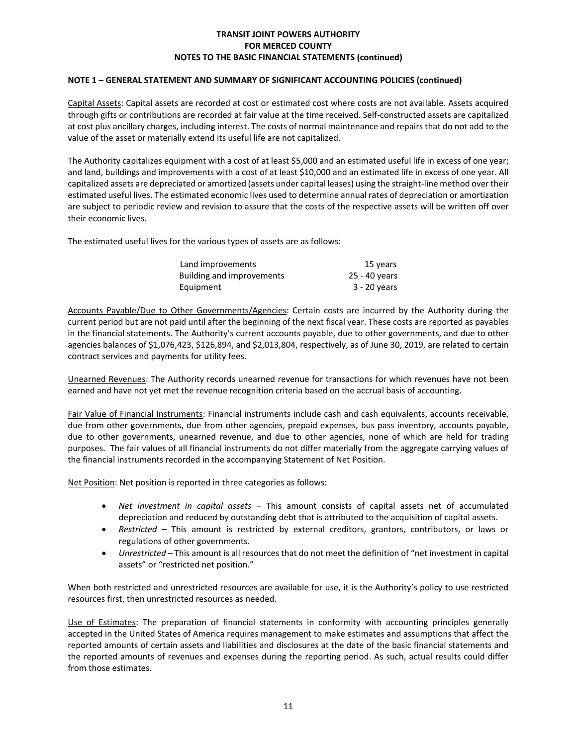**TRANSIT JOINT POWERS AUTHORITY**
**FOR MERCED COUNTY**
**NOTES TO THE BASIC FINANCIAL STATEMENTS (continued)**

**NOTE 1 – GENERAL STATEMENT AND SUMMARY OF SIGNIFICANT ACCOUNTING POLICIES (continued)**

Capital Assets: Capital assets are recorded at cost or estimated cost where costs are not available. Assets acquired through gifts or contributions are recorded at fair value at the time received. Self-constructed assets are capitalized at cost plus ancillary charges, including interest. The costs of normal maintenance and repairs that do not add to the value of the asset or materially extend its useful life are not capitalized.

The Authority capitalizes equipment with a cost of at least $5,000 and an estimated useful life in excess of one year; and land, buildings and improvements with a cost of at least $10,000 and an estimated life in excess of one year. All capitalized assets are depreciated or amortized (assets under capital leases) using the straight-line method over their estimated useful lives. The estimated economic lives used to determine annual rates of depreciation or amortization are subject to periodic review and revision to assure that the costs of the respective assets will be written off over their economic lives.

The estimated useful lives for the various types of assets are as follows:

| | |
|---|---|
| Land improvements | 15 years |
| Building and improvements | 25 - 40 years |
| Equipment | 3 - 20 years |

Accounts Payable/Due to Other Governments/Agencies: Certain costs are incurred by the Authority during the current period but are not paid until after the beginning of the next fiscal year. These costs are reported as payables in the financial statements. The Authority's current accounts payable, due to other governments, and due to other agencies balances of $1,076,423, $126,894, and $2,013,804, respectively, as of June 30, 2019, are related to certain contract services and payments for utility fees.

Unearned Revenues: The Authority records unearned revenue for transactions for which revenues have not been earned and have not yet met the revenue recognition criteria based on the accrual basis of accounting.

Fair Value of Financial Instruments: Financial instruments include cash and cash equivalents, accounts receivable, due from other governments, due from other agencies, prepaid expenses, bus pass inventory, accounts payable, due to other governments, unearned revenue, and due to other agencies, none of which are held for trading purposes. The fair values of all financial instruments do not differ materially from the aggregate carrying values of the financial instruments recorded in the accompanying Statement of Net Position.

Net Position: Net position is reported in three categories as follows:

- *Net investment in capital assets* – This amount consists of capital assets net of accumulated depreciation and reduced by outstanding debt that is attributed to the acquisition of capital assets.
- *Restricted* – This amount is restricted by external creditors, grantors, contributors, or laws or regulations of other governments.
- *Unrestricted* – This amount is all resources that do not meet the definition of "net investment in capital assets" or "restricted net position."

When both restricted and unrestricted resources are available for use, it is the Authority's policy to use restricted resources first, then unrestricted resources as needed.

Use of Estimates: The preparation of financial statements in conformity with accounting principles generally accepted in the United States of America requires management to make estimates and assumptions that affect the reported amounts of certain assets and liabilities and disclosures at the date of the basic financial statements and the reported amounts of revenues and expenses during the reporting period. As such, actual results could differ from those estimates.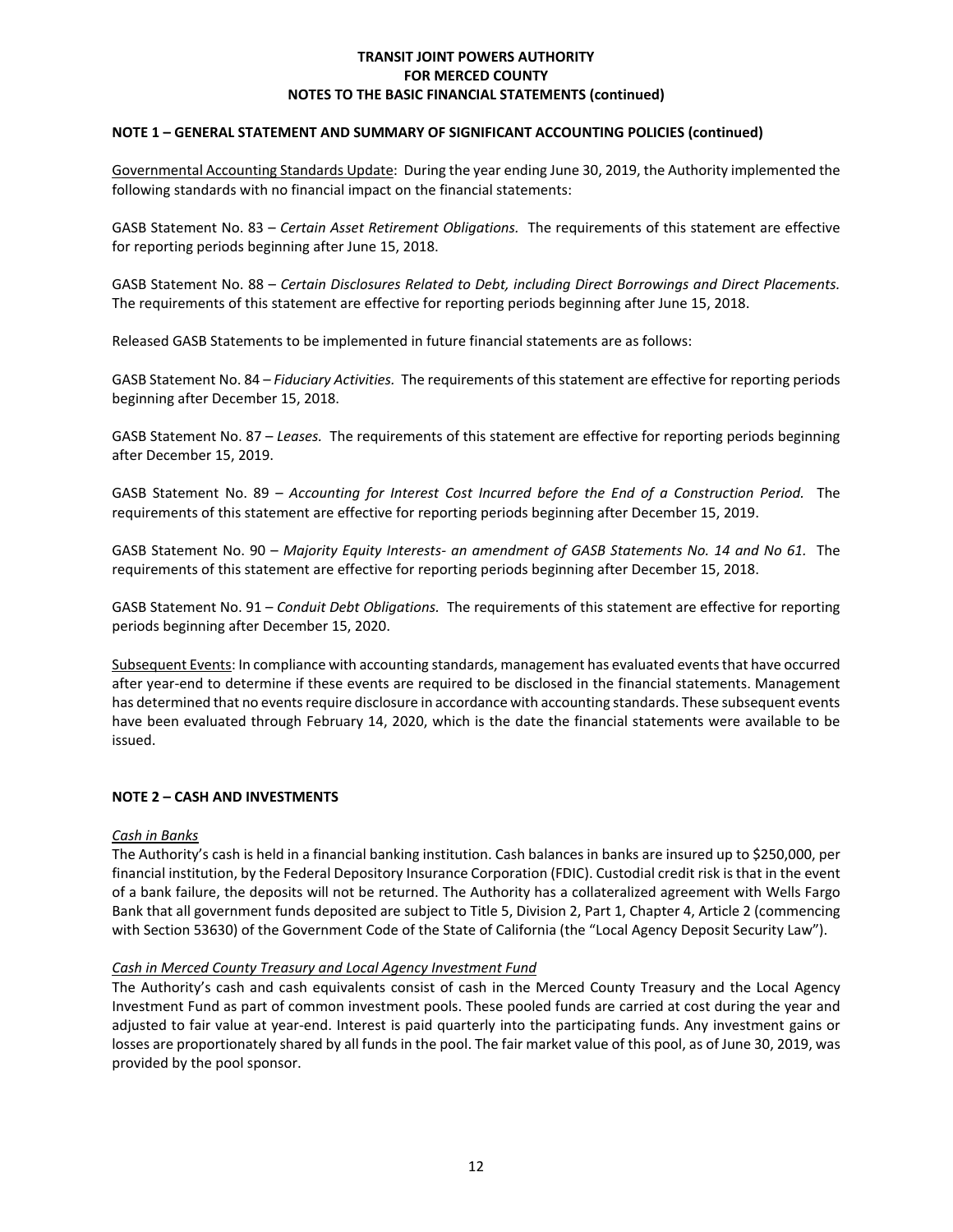**TRANSIT JOINT POWERS AUTHORITY**
**FOR MERCED COUNTY**
**NOTES TO THE BASIC FINANCIAL STATEMENTS (continued)**

**NOTE 1 – GENERAL STATEMENT AND SUMMARY OF SIGNIFICANT ACCOUNTING POLICIES (continued)**

Governmental Accounting Standards Update: During the year ending June 30, 2019, the Authority implemented the following standards with no financial impact on the financial statements:

GASB Statement No. 83 – *Certain Asset Retirement Obligations.* The requirements of this statement are effective for reporting periods beginning after June 15, 2018.

GASB Statement No. 88 – *Certain Disclosures Related to Debt, including Direct Borrowings and Direct Placements.* The requirements of this statement are effective for reporting periods beginning after June 15, 2018.

Released GASB Statements to be implemented in future financial statements are as follows:

GASB Statement No. 84 – *Fiduciary Activities.* The requirements of this statement are effective for reporting periods beginning after December 15, 2018.

GASB Statement No. 87 – *Leases.* The requirements of this statement are effective for reporting periods beginning after December 15, 2019.

GASB Statement No. 89 – *Accounting for Interest Cost Incurred before the End of a Construction Period.* The requirements of this statement are effective for reporting periods beginning after December 15, 2019.

GASB Statement No. 90 – *Majority Equity Interests- an amendment of GASB Statements No. 14 and No 61.* The requirements of this statement are effective for reporting periods beginning after December 15, 2018.

GASB Statement No. 91 – *Conduit Debt Obligations.* The requirements of this statement are effective for reporting periods beginning after December 15, 2020.

Subsequent Events: In compliance with accounting standards, management has evaluated events that have occurred after year-end to determine if these events are required to be disclosed in the financial statements. Management has determined that no events require disclosure in accordance with accounting standards. These subsequent events have been evaluated through February 14, 2020, which is the date the financial statements were available to be issued.

**NOTE 2 – CASH AND INVESTMENTS**

*Cash in Banks*

The Authority's cash is held in a financial banking institution. Cash balances in banks are insured up to $250,000, per financial institution, by the Federal Deposit Insurance Corporation (FDIC). Custodial credit risk is that in the event of a bank failure, the deposits will not be returned. The Authority has a collateralized agreement with Wells Fargo Bank that all government funds deposited are subject to Title 5, Division 2, Part 1, Chapter 4, Article 2 (commencing with Section 53630) of the Government Code of the State of California (the "Local Agency Deposit Security Law").

*Cash in Merced County Treasury and Local Agency Investment Fund*

The Authority's cash and cash equivalents consist of cash in the Merced County Treasury and the Local Agency Investment Fund as part of common investment pools. These pooled funds are carried at cost during the year and adjusted to fair value at year-end. Interest is paid quarterly into the participating funds. Any investment gains or losses are proportionately shared by all funds in the pool. The fair market value of this pool, as of June 30, 2019, was provided by the pool sponsor.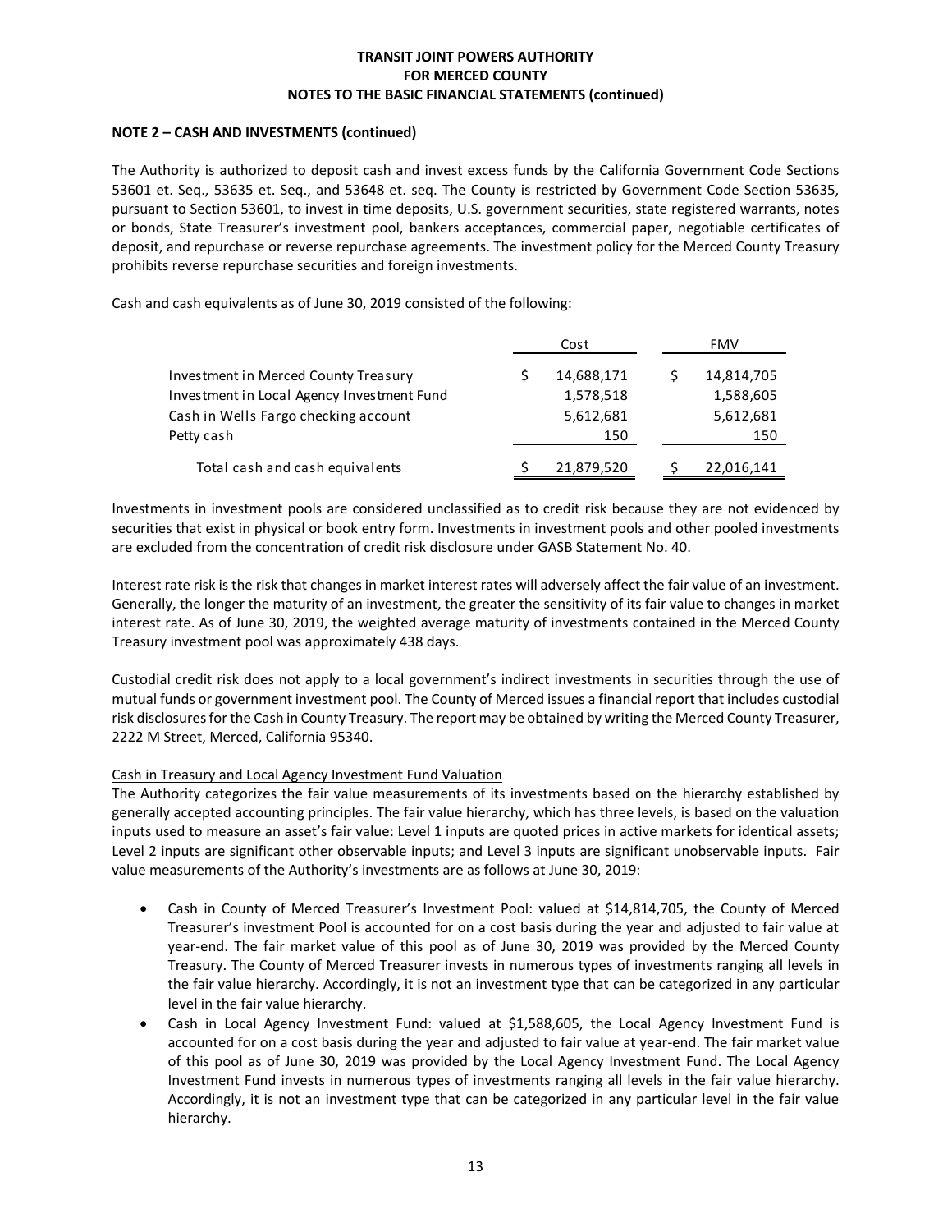**TRANSIT JOINT POWERS AUTHORITY**
**FOR MERCED COUNTY**
**NOTES TO THE BASIC FINANCIAL STATEMENTS (continued)**

**NOTE 2 – CASH AND INVESTMENTS (continued)**

The Authority is authorized to deposit cash and invest excess funds by the California Government Code Sections 53601 et. Seq., 53635 et. Seq., and 53648 et. seq. The County is restricted by Government Code Section 53635, pursuant to Section 53601, to invest in time deposits, U.S. government securities, state registered warrants, notes or bonds, State Treasurer's investment pool, bankers acceptances, commercial paper, negotiable certificates of deposit, and repurchase or reverse repurchase agreements. The investment policy for the Merced County Treasury prohibits reverse repurchase securities and foreign investments.

Cash and cash equivalents as of June 30, 2019 consisted of the following:

| | Cost | FMV |
|---|---|---|
| Investment in Merced County Treasury | $ 14,688,171 | $ 14,814,705 |
| Investment in Local Agency Investment Fund | 1,578,518 | 1,588,605 |
| Cash in Wells Fargo checking account | 5,612,681 | 5,612,681 |
| Petty cash | 150 | 150 |
| Total cash and cash equivalents | $ 21,879,520 | $ 22,016,141 |

Investments in investment pools are considered unclassified as to credit risk because they are not evidenced by securities that exist in physical or book entry form. Investments in investment pools and other pooled investments are excluded from the concentration of credit risk disclosure under GASB Statement No. 40.

Interest rate risk is the risk that changes in market interest rates will adversely affect the fair value of an investment. Generally, the longer the maturity of an investment, the greater the sensitivity of its fair value to changes in market interest rate. As of June 30, 2019, the weighted average maturity of investments contained in the Merced County Treasury investment pool was approximately 438 days.

Custodial credit risk does not apply to a local government's indirect investments in securities through the use of mutual funds or government investment pool. The County of Merced issues a financial report that includes custodial risk disclosures for the Cash in County Treasury. The report may be obtained by writing the Merced County Treasurer, 2222 M Street, Merced, California 95340.

Cash in Treasury and Local Agency Investment Fund Valuation

The Authority categorizes the fair value measurements of its investments based on the hierarchy established by generally accepted accounting principles. The fair value hierarchy, which has three levels, is based on the valuation inputs used to measure an asset's fair value: Level 1 inputs are quoted prices in active markets for identical assets; Level 2 inputs are significant other observable inputs; and Level 3 inputs are significant unobservable inputs. Fair value measurements of the Authority's investments are as follows at June 30, 2019:

- Cash in County of Merced Treasurer's Investment Pool: valued at $14,814,705, the County of Merced Treasurer's investment Pool is accounted for on a cost basis during the year and adjusted to fair value at year-end. The fair market value of this pool as of June 30, 2019 was provided by the Merced County Treasury. The County of Merced Treasurer invests in numerous types of investments ranging all levels in the fair value hierarchy. Accordingly, it is not an investment type that can be categorized in any particular level in the fair value hierarchy.
- Cash in Local Agency Investment Fund: valued at $1,588,605, the Local Agency Investment Fund is accounted for on a cost basis during the year and adjusted to fair value at year-end. The fair market value of this pool as of June 30, 2019 was provided by the Local Agency Investment Fund. The Local Agency Investment Fund invests in numerous types of investments ranging all levels in the fair value hierarchy. Accordingly, it is not an investment type that can be categorized in any particular level in the fair value hierarchy.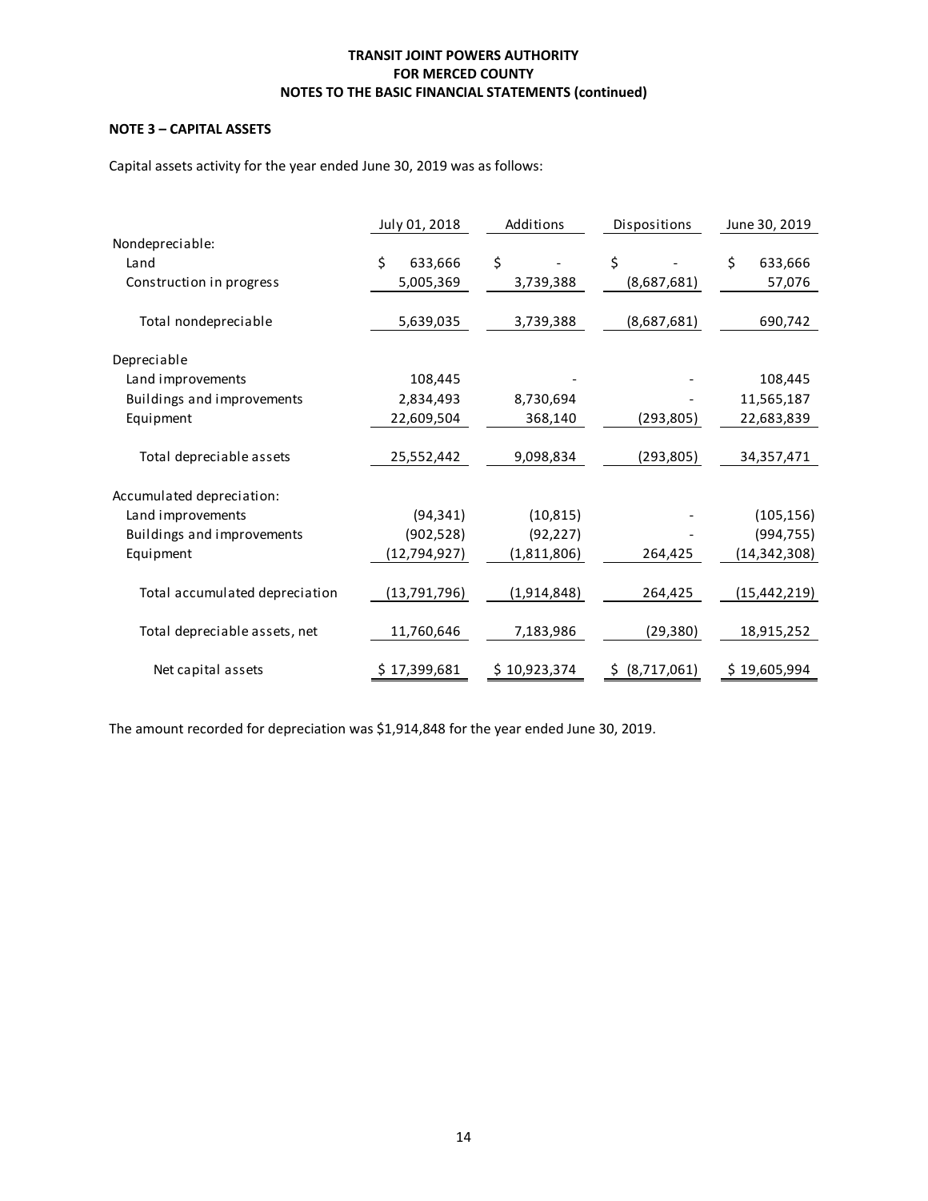**TRANSIT JOINT POWERS AUTHORITY**
**FOR MERCED COUNTY**
**NOTES TO THE BASIC FINANCIAL STATEMENTS (continued)**

**NOTE 3 – CAPITAL ASSETS**

Capital assets activity for the year ended June 30, 2019 was as follows:

| | July 01, 2018 | Additions | Dispositions | June 30, 2019 |
|---|---|---|---|---|
| Nondepreciable: | | | | |
| Land | $ 633,666 | $ - | $ - | $ 633,666 |
| Construction in progress | 5,005,369 | 3,739,388 | (8,687,681) | 57,076 |
| Total nondepreciable | 5,639,035 | 3,739,388 | (8,687,681) | 690,742 |
| Depreciable | | | | |
| Land improvements | 108,445 | - | - | 108,445 |
| Buildings and improvements | 2,834,493 | 8,730,694 | - | 11,565,187 |
| Equipment | 22,609,504 | 368,140 | (293,805) | 22,683,839 |
| Total depreciable assets | 25,552,442 | 9,098,834 | (293,805) | 34,357,471 |
| Accumulated depreciation: | | | | |
| Land improvements | (94,341) | (10,815) | - | (105,156) |
| Buildings and improvements | (902,528) | (92,227) | - | (994,755) |
| Equipment | (12,794,927) | (1,811,806) | 264,425 | (14,342,308) |
| Total accumulated depreciation | (13,791,796) | (1,914,848) | 264,425 | (15,442,219) |
| Total depreciable assets, net | 11,760,646 | 7,183,986 | (29,380) | 18,915,252 |
| Net capital assets | $ 17,399,681 | $ 10,923,374 | $ (8,717,061) | $ 19,605,994 |

The amount recorded for depreciation was $1,914,848 for the year ended June 30, 2019.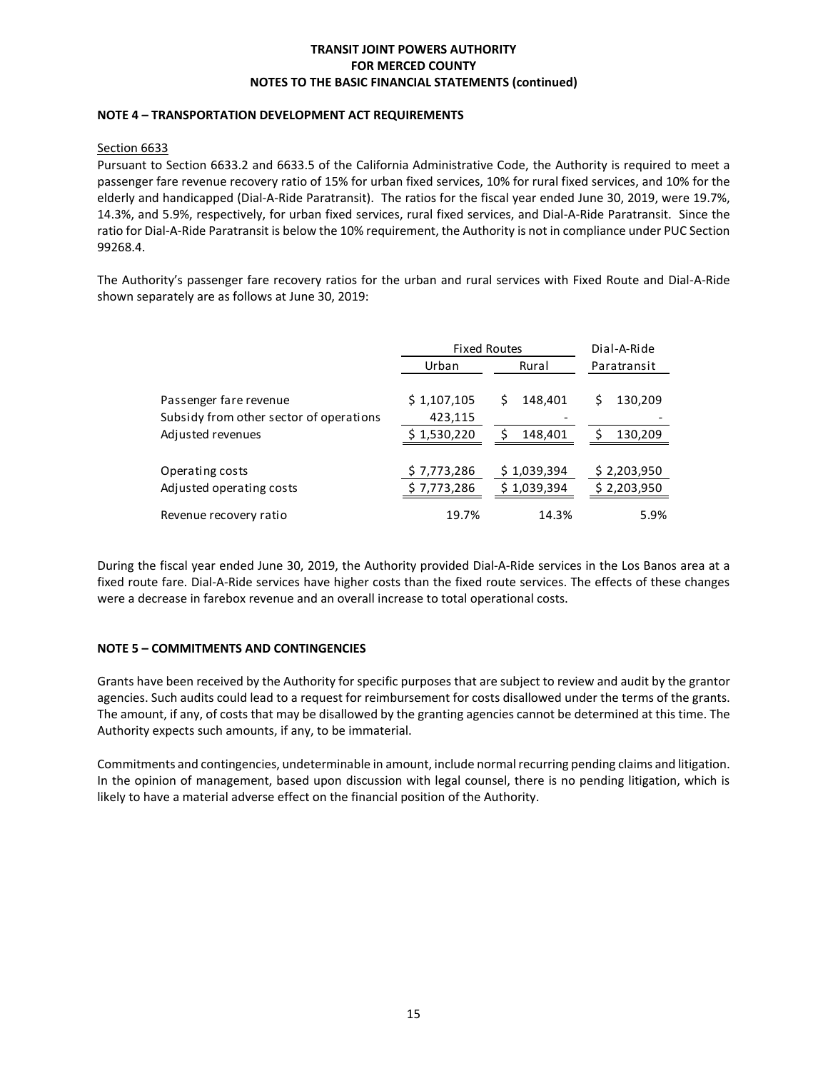**TRANSIT JOINT POWERS AUTHORITY**
**FOR MERCED COUNTY**
**NOTES TO THE BASIC FINANCIAL STATEMENTS (continued)**

## NOTE 4 – TRANSPORTATION DEVELOPMENT ACT REQUIREMENTS

Section 6633

Pursuant to Section 6633.2 and 6633.5 of the California Administrative Code, the Authority is required to meet a passenger fare revenue recovery ratio of 15% for urban fixed services, 10% for rural fixed services, and 10% for the elderly and handicapped (Dial-A-Ride Paratransit). The ratios for the fiscal year ended June 30, 2019, were 19.7%, 14.3%, and 5.9%, respectively, for urban fixed services, rural fixed services, and Dial-A-Ride Paratransit. Since the ratio for Dial-A-Ride Paratransit is below the 10% requirement, the Authority is not in compliance under PUC Section 99268.4.

The Authority's passenger fare recovery ratios for the urban and rural services with Fixed Route and Dial-A-Ride shown separately are as follows at June 30, 2019:

| | Fixed Routes | | Dial-A-Ride |
|---|---|---|---|
| | Urban | Rural | Paratransit |
| Passenger fare revenue | $ 1,107,105 | $ 148,401 | $ 130,209 |
| Subsidy from other sector of operations | 423,115 | - | - |
| Adjusted revenues | $ 1,530,220 | $ 148,401 | $ 130,209 |
| Operating costs | $ 7,773,286 | $ 1,039,394 | $ 2,203,950 |
| Adjusted operating costs | $ 7,773,286 | $ 1,039,394 | $ 2,203,950 |
| Revenue recovery ratio | 19.7% | 14.3% | 5.9% |

During the fiscal year ended June 30, 2019, the Authority provided Dial-A-Ride services in the Los Banos area at a fixed route fare. Dial-A-Ride services have higher costs than the fixed route services. The effects of these changes were a decrease in farebox revenue and an overall increase to total operational costs.

## NOTE 5 – COMMITMENTS AND CONTINGENCIES

Grants have been received by the Authority for specific purposes that are subject to review and audit by the grantor agencies. Such audits could lead to a request for reimbursement for costs disallowed under the terms of the grants. The amount, if any, of costs that may be disallowed by the granting agencies cannot be determined at this time. The Authority expects such amounts, if any, to be immaterial.

Commitments and contingencies, undeterminable in amount, include normal recurring pending claims and litigation. In the opinion of management, based upon discussion with legal counsel, there is no pending litigation, which is likely to have a material adverse effect on the financial position of the Authority.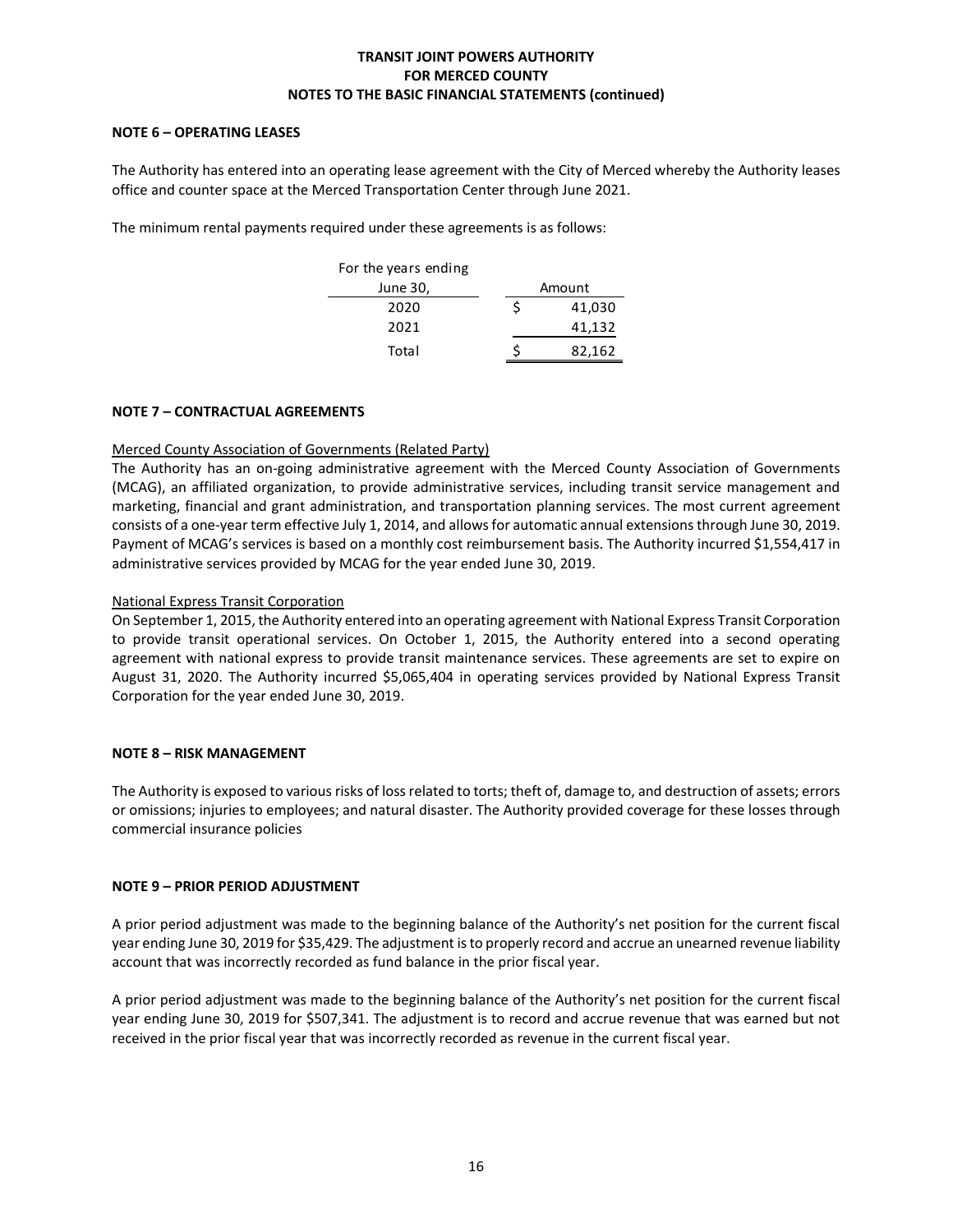# TRANSIT JOINT POWERS AUTHORITY
# FOR MERCED COUNTY
## NOTES TO THE BASIC FINANCIAL STATEMENTS (continued)

### NOTE 6 – OPERATING LEASES

The Authority has entered into an operating lease agreement with the City of Merced whereby the Authority leases office and counter space at the Merced Transportation Center through June 2021.

The minimum rental payments required under these agreements is as follows:

| For the years ending June 30, | Amount |
|---|---|
| 2020 | $ 41,030 |
| 2021 | 41,132 |
| Total | $ 82,162 |

### NOTE 7 – CONTRACTUAL AGREEMENTS

Merced County Association of Governments (Related Party)

The Authority has an on-going administrative agreement with the Merced County Association of Governments (MCAG), an affiliated organization, to provide administrative services, including transit service management and marketing, financial and grant administration, and transportation planning services. The most current agreement consists of a one-year term effective July 1, 2014, and allows for automatic annual extensions through June 30, 2019. Payment of MCAG's services is based on a monthly cost reimbursement basis. The Authority incurred $1,554,417 in administrative services provided by MCAG for the year ended June 30, 2019.

National Express Transit Corporation

On September 1, 2015, the Authority entered into an operating agreement with National Express Transit Corporation to provide transit operational services. On October 1, 2015, the Authority entered into a second operating agreement with national express to provide transit maintenance services. These agreements are set to expire on August 31, 2020. The Authority incurred $5,065,404 in operating services provided by National Express Transit Corporation for the year ended June 30, 2019.

### NOTE 8 – RISK MANAGEMENT

The Authority is exposed to various risks of loss related to torts; theft of, damage to, and destruction of assets; errors or omissions; injuries to employees; and natural disaster. The Authority provided coverage for these losses through commercial insurance policies

### NOTE 9 – PRIOR PERIOD ADJUSTMENT

A prior period adjustment was made to the beginning balance of the Authority's net position for the current fiscal year ending June 30, 2019 for $35,429. The adjustment is to properly record and accrue an unearned revenue liability account that was incorrectly recorded as fund balance in the prior fiscal year.

A prior period adjustment was made to the beginning balance of the Authority's net position for the current fiscal year ending June 30, 2019 for $507,341. The adjustment is to record and accrue revenue that was earned but not received in the prior fiscal year that was incorrectly recorded as revenue in the current fiscal year.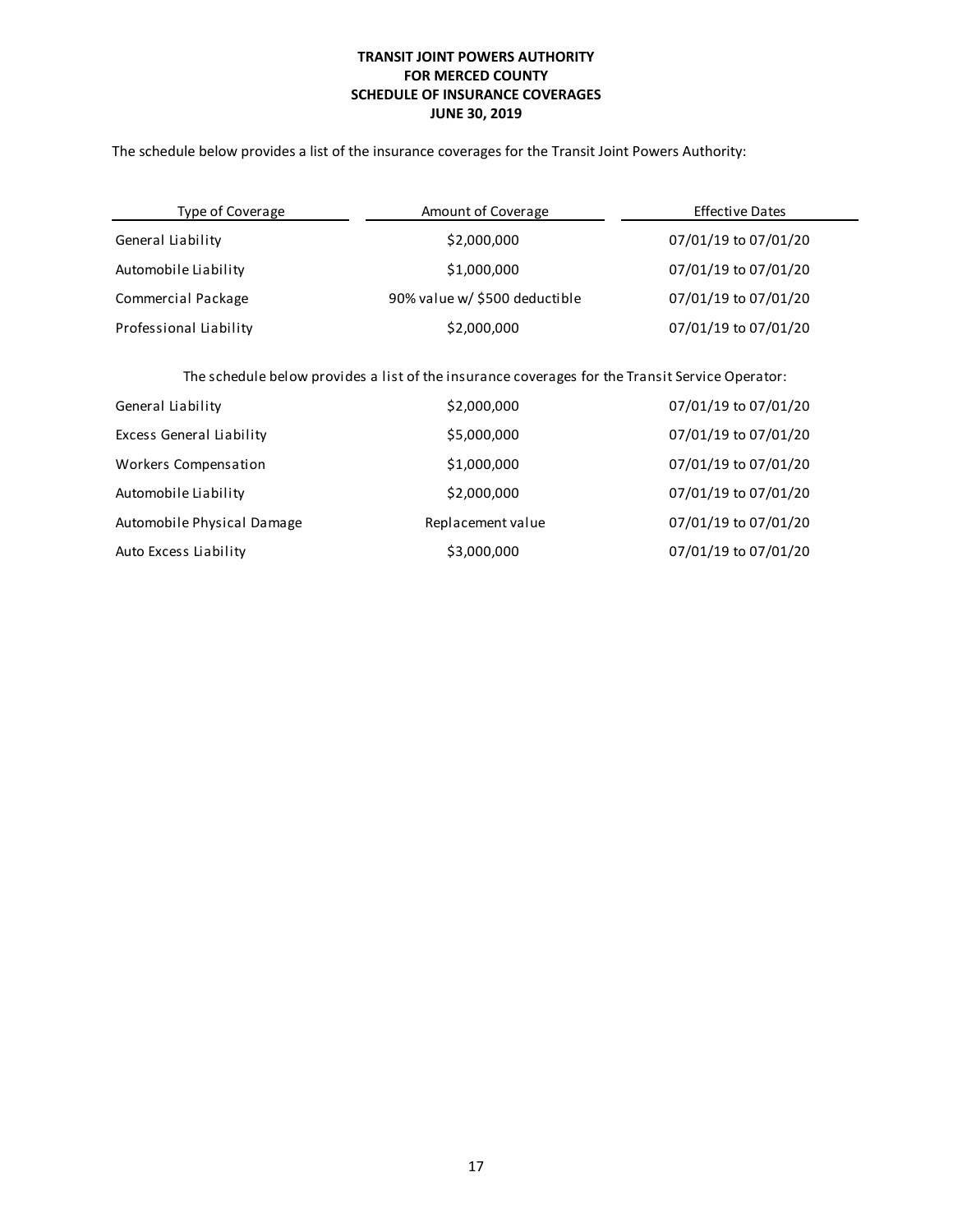# TRANSIT JOINT POWERS AUTHORITY FOR MERCED COUNTY SCHEDULE OF INSURANCE COVERAGES JUNE 30, 2019

The schedule below provides a list of the insurance coverages for the Transit Joint Powers Authority:

| Type of Coverage | Amount of Coverage | Effective Dates |
|---|---|---|
| General Liability | $2,000,000 | 07/01/19 to 07/01/20 |
| Automobile Liability | $1,000,000 | 07/01/19 to 07/01/20 |
| Commercial Package | 90% value w/ $500 deductible | 07/01/19 to 07/01/20 |
| Professional Liability | $2,000,000 | 07/01/19 to 07/01/20 |

The schedule below provides a list of the insurance coverages for the Transit Service Operator:

| Type of Coverage | Amount of Coverage | Effective Dates |
|---|---|---|
| General Liability | $2,000,000 | 07/01/19 to 07/01/20 |
| Excess General Liability | $5,000,000 | 07/01/19 to 07/01/20 |
| Workers Compensation | $1,000,000 | 07/01/19 to 07/01/20 |
| Automobile Liability | $2,000,000 | 07/01/19 to 07/01/20 |
| Automobile Physical Damage | Replacement value | 07/01/19 to 07/01/20 |
| Auto Excess Liability | $3,000,000 | 07/01/19 to 07/01/20 |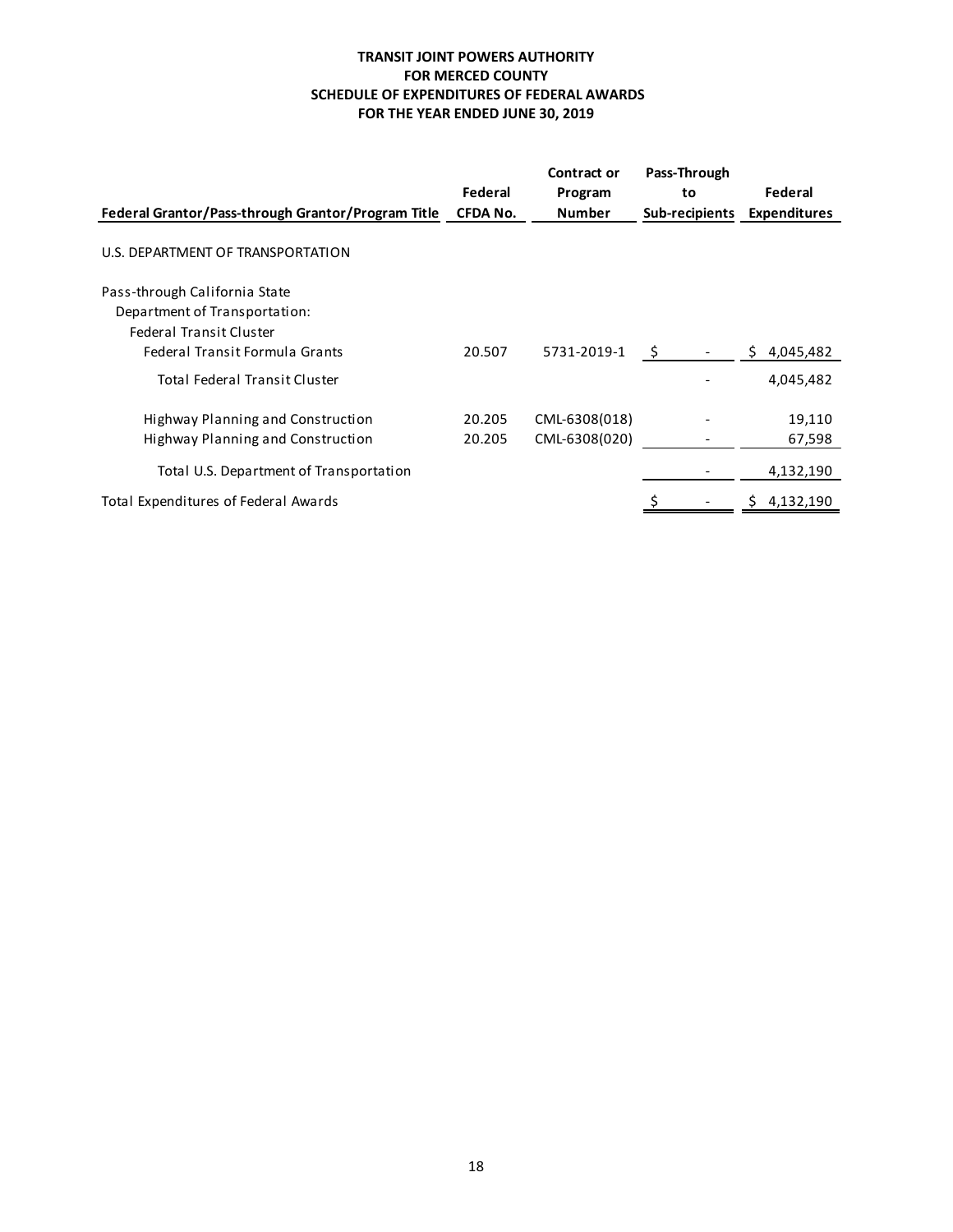**TRANSIT JOINT POWERS AUTHORITY**
**FOR MERCED COUNTY**
**SCHEDULE OF EXPENDITURES OF FEDERAL AWARDS**
**FOR THE YEAR ENDED JUNE 30, 2019**

| Federal Grantor/Pass-through Grantor/Program Title | Federal CFDA No. | Contract or Program Number | Pass-Through to Sub-recipients | Federal Expenditures |
|---|---|---|---|---|
| U.S. DEPARTMENT OF TRANSPORTATION | | | | |
| Pass-through California State Department of Transportation: | | | | |
| Federal Transit Cluster | | | | |
| Federal Transit Formula Grants | 20.507 | 5731-2019-1 | $ - | $ 4,045,482 |
| Total Federal Transit Cluster | | | - | 4,045,482 |
| Highway Planning and Construction | 20.205 | CML-6308(018) | - | 19,110 |
| Highway Planning and Construction | 20.205 | CML-6308(020) | - | 67,598 |
| Total U.S. Department of Transportation | | | - | 4,132,190 |
| Total Expenditures of Federal Awards | | | $ - | $ 4,132,190 |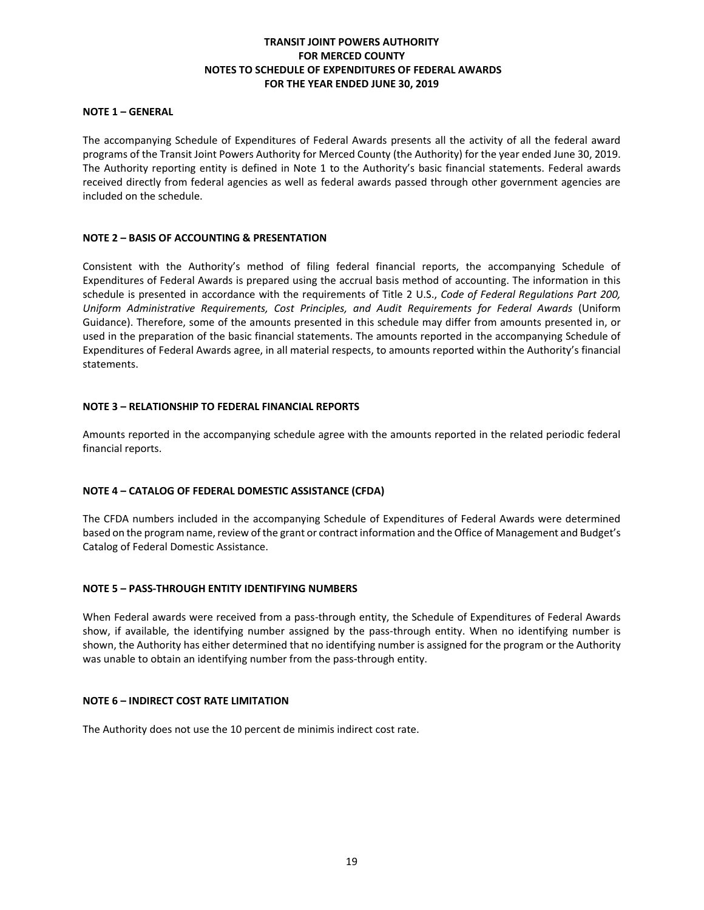# TRANSIT JOINT POWERS AUTHORITY FOR MERCED COUNTY NOTES TO SCHEDULE OF EXPENDITURES OF FEDERAL AWARDS FOR THE YEAR ENDED JUNE 30, 2019

## NOTE 1 – GENERAL

The accompanying Schedule of Expenditures of Federal Awards presents all the activity of all the federal award programs of the Transit Joint Powers Authority for Merced County (the Authority) for the year ended June 30, 2019. The Authority reporting entity is defined in Note 1 to the Authority's basic financial statements. Federal awards received directly from federal agencies as well as federal awards passed through other government agencies are included on the schedule.

## NOTE 2 – BASIS OF ACCOUNTING & PRESENTATION

Consistent with the Authority's method of filing federal financial reports, the accompanying Schedule of Expenditures of Federal Awards is prepared using the accrual basis method of accounting. The information in this schedule is presented in accordance with the requirements of Title 2 U.S., *Code of Federal Regulations Part 200, Uniform Administrative Requirements, Cost Principles, and Audit Requirements for Federal Awards* (Uniform Guidance). Therefore, some of the amounts presented in this schedule may differ from amounts presented in, or used in the preparation of the basic financial statements. The amounts reported in the accompanying Schedule of Expenditures of Federal Awards agree, in all material respects, to amounts reported within the Authority's financial statements.

## NOTE 3 – RELATIONSHIP TO FEDERAL FINANCIAL REPORTS

Amounts reported in the accompanying schedule agree with the amounts reported in the related periodic federal financial reports.

## NOTE 4 – CATALOG OF FEDERAL DOMESTIC ASSISTANCE (CFDA)

The CFDA numbers included in the accompanying Schedule of Expenditures of Federal Awards were determined based on the program name, review of the grant or contract information and the Office of Management and Budget's Catalog of Federal Domestic Assistance.

## NOTE 5 – PASS-THROUGH ENTITY IDENTIFYING NUMBERS

When Federal awards were received from a pass-through entity, the Schedule of Expenditures of Federal Awards show, if available, the identifying number assigned by the pass-through entity. When no identifying number is shown, the Authority has either determined that no identifying number is assigned for the program or the Authority was unable to obtain an identifying number from the pass-through entity.

## NOTE 6 – INDIRECT COST RATE LIMITATION

The Authority does not use the 10 percent de minimis indirect cost rate.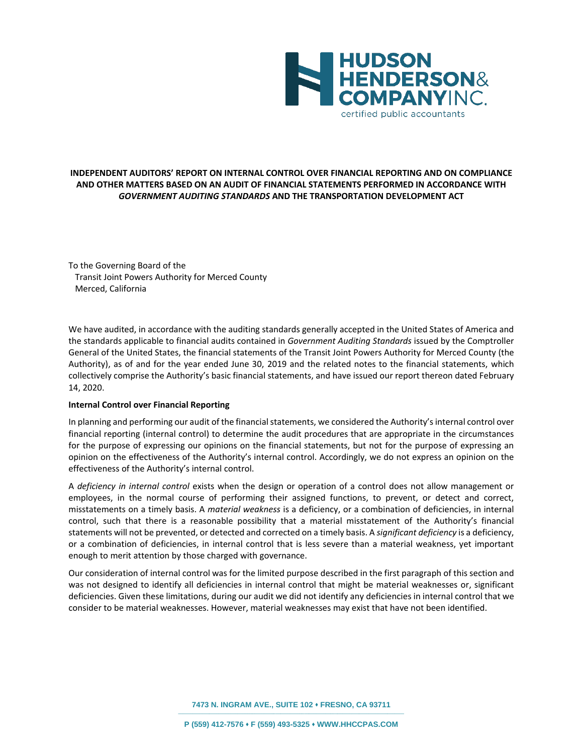HUDSON HENDERSON & COMPANY INC.
certified public accountants

**INDEPENDENT AUDITORS' REPORT ON INTERNAL CONTROL OVER FINANCIAL REPORTING AND ON COMPLIANCE AND OTHER MATTERS BASED ON AN AUDIT OF FINANCIAL STATEMENTS PERFORMED IN ACCORDANCE WITH *GOVERNMENT AUDITING STANDARDS* AND THE TRANSPORTATION DEVELOPMENT ACT**

To the Governing Board of the
Transit Joint Powers Authority for Merced County
Merced, California

We have audited, in accordance with the auditing standards generally accepted in the United States of America and the standards applicable to financial audits contained in *Government Auditing Standards* issued by the Comptroller General of the United States, the financial statements of the Transit Joint Powers Authority for Merced County (the Authority), as of and for the year ended June 30, 2019 and the related notes to the financial statements, which collectively comprise the Authority's basic financial statements, and have issued our report thereon dated February 14, 2020.

**Internal Control over Financial Reporting**

In planning and performing our audit of the financial statements, we considered the Authority's internal control over financial reporting (internal control) to determine the audit procedures that are appropriate in the circumstances for the purpose of expressing our opinions on the financial statements, but not for the purpose of expressing an opinion on the effectiveness of the Authority's internal control. Accordingly, we do not express an opinion on the effectiveness of the Authority's internal control.

A *deficiency in internal control* exists when the design or operation of a control does not allow management or employees, in the normal course of performing their assigned functions, to prevent, or detect and correct, misstatements on a timely basis. A *material weakness* is a deficiency, or a combination of deficiencies, in internal control, such that there is a reasonable possibility that a material misstatement of the Authority's financial statements will not be prevented, or detected and corrected on a timely basis. A *significant deficiency* is a deficiency, or a combination of deficiencies, in internal control that is less severe than a material weakness, yet important enough to merit attention by those charged with governance.

Our consideration of internal control was for the limited purpose described in the first paragraph of this section and was not designed to identify all deficiencies in internal control that might be material weaknesses or, significant deficiencies. Given these limitations, during our audit we did not identify any deficiencies in internal control that we consider to be material weaknesses. However, material weaknesses may exist that have not been identified.

7473 N. INGRAM AVE., SUITE 102 ♦ FRESNO, CA 93711

P (559) 412-7576 ♦ F (559) 493-5325 ♦ WWW.HHCCPAS.COM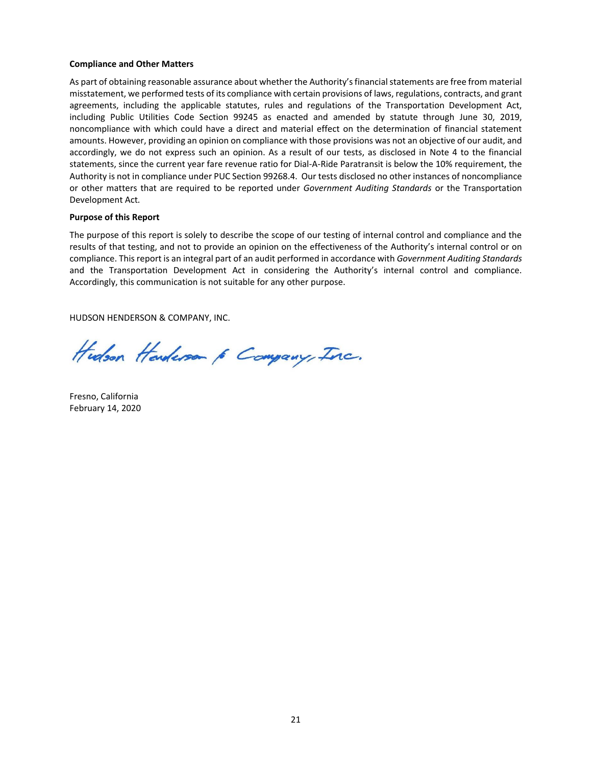**Compliance and Other Matters**

As part of obtaining reasonable assurance about whether the Authority's financial statements are free from material misstatement, we performed tests of its compliance with certain provisions of laws, regulations, contracts, and grant agreements, including the applicable statutes, rules and regulations of the Transportation Development Act, including Public Utilities Code Section 99245 as enacted and amended by statute through June 30, 2019, noncompliance with which could have a direct and material effect on the determination of financial statement amounts. However, providing an opinion on compliance with those provisions was not an objective of our audit, and accordingly, we do not express such an opinion. As a result of our tests, as disclosed in Note 4 to the financial statements, since the current year fare revenue ratio for Dial-A-Ride Paratransit is below the 10% requirement, the Authority is not in compliance under PUC Section 99268.4. Our tests disclosed no other instances of noncompliance or other matters that are required to be reported under *Government Auditing Standards* or the Transportation Development Act.

**Purpose of this Report**

The purpose of this report is solely to describe the scope of our testing of internal control and compliance and the results of that testing, and not to provide an opinion on the effectiveness of the Authority's internal control or on compliance. This report is an integral part of an audit performed in accordance with *Government Auditing Standards* and the Transportation Development Act in considering the Authority's internal control and compliance. Accordingly, this communication is not suitable for any other purpose.

HUDSON HENDERSON & COMPANY, INC.

*Hudson Henderson & Company, Inc.*

Fresno, California
February 14, 2020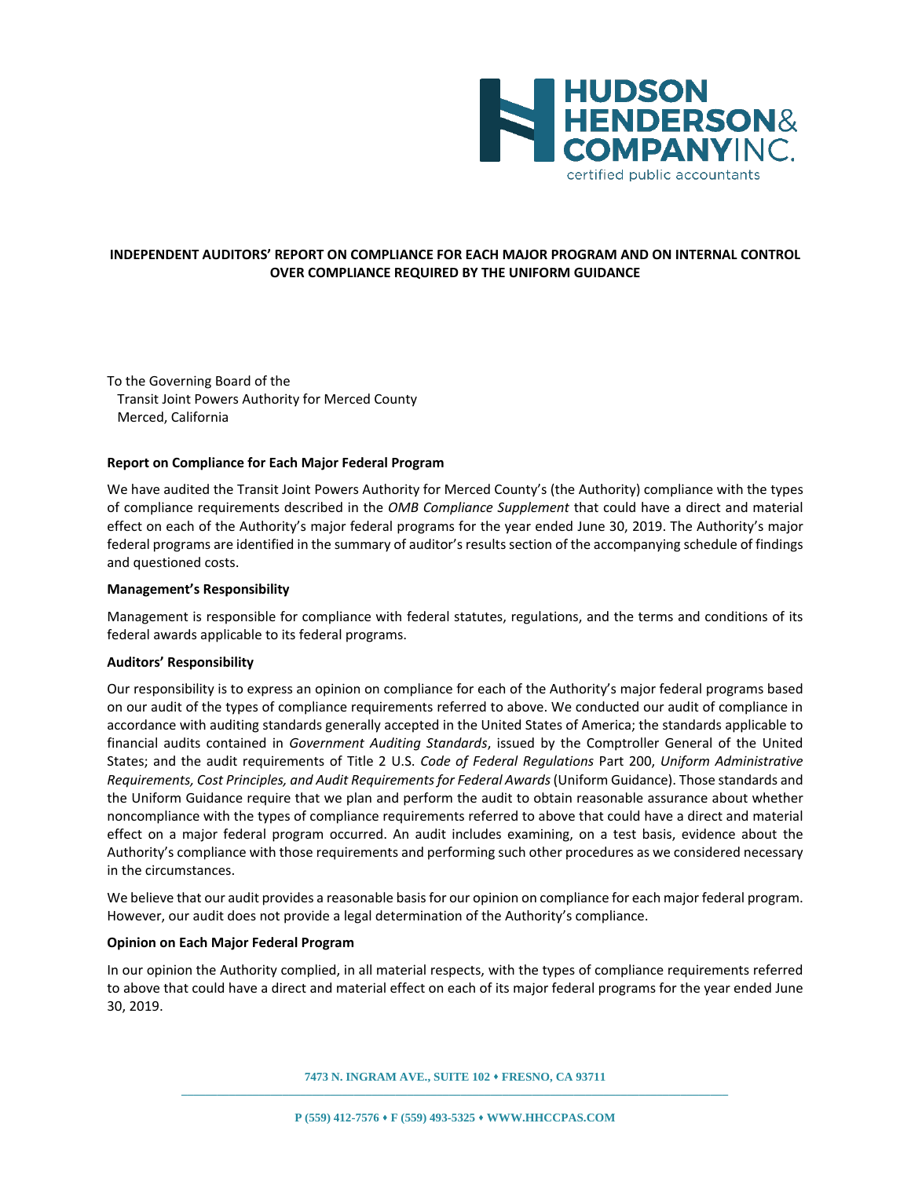# INDEPENDENT AUDITORS' REPORT ON COMPLIANCE FOR EACH MAJOR PROGRAM AND ON INTERNAL CONTROL OVER COMPLIANCE REQUIRED BY THE UNIFORM GUIDANCE

To the Governing Board of the
Transit Joint Powers Authority for Merced County
Merced, California

**Report on Compliance for Each Major Federal Program**

We have audited the Transit Joint Powers Authority for Merced County's (the Authority) compliance with the types of compliance requirements described in the *OMB Compliance Supplement* that could have a direct and material effect on each of the Authority's major federal programs for the year ended June 30, 2019. The Authority's major federal programs are identified in the summary of auditor's results section of the accompanying schedule of findings and questioned costs.

**Management's Responsibility**

Management is responsible for compliance with federal statutes, regulations, and the terms and conditions of its federal awards applicable to its federal programs.

**Auditors' Responsibility**

Our responsibility is to express an opinion on compliance for each of the Authority's major federal programs based on our audit of the types of compliance requirements referred to above. We conducted our audit of compliance in accordance with auditing standards generally accepted in the United States of America; the standards applicable to financial audits contained in *Government Auditing Standards*, issued by the Comptroller General of the United States; and the audit requirements of Title 2 U.S. *Code of Federal Regulations* Part 200, *Uniform Administrative Requirements, Cost Principles, and Audit Requirements for Federal Awards* (Uniform Guidance). Those standards and the Uniform Guidance require that we plan and perform the audit to obtain reasonable assurance about whether noncompliance with the types of compliance requirements referred to above that could have a direct and material effect on a major federal program occurred. An audit includes examining, on a test basis, evidence about the Authority's compliance with those requirements and performing such other procedures as we considered necessary in the circumstances.

We believe that our audit provides a reasonable basis for our opinion on compliance for each major federal program. However, our audit does not provide a legal determination of the Authority's compliance.

**Opinion on Each Major Federal Program**

In our opinion the Authority complied, in all material respects, with the types of compliance requirements referred to above that could have a direct and material effect on each of its major federal programs for the year ended June 30, 2019.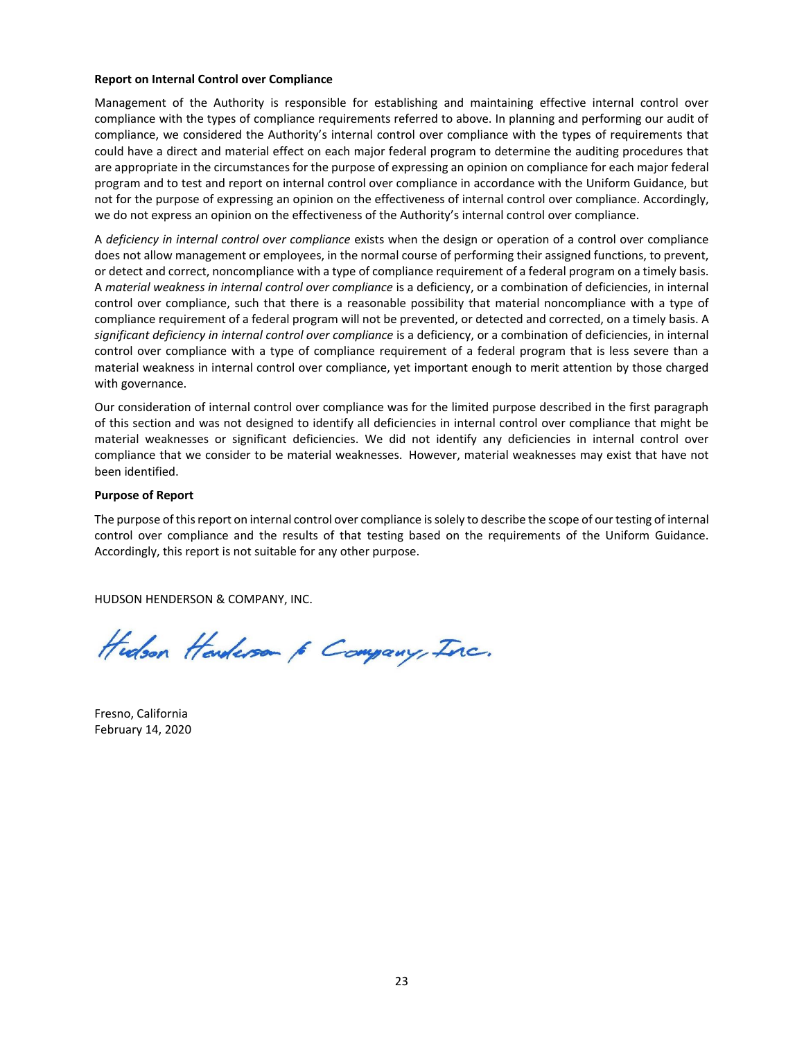**Report on Internal Control over Compliance**

Management of the Authority is responsible for establishing and maintaining effective internal control over compliance with the types of compliance requirements referred to above. In planning and performing our audit of compliance, we considered the Authority's internal control over compliance with the types of requirements that could have a direct and material effect on each major federal program to determine the auditing procedures that are appropriate in the circumstances for the purpose of expressing an opinion on compliance for each major federal program and to test and report on internal control over compliance in accordance with the Uniform Guidance, but not for the purpose of expressing an opinion on the effectiveness of internal control over compliance. Accordingly, we do not express an opinion on the effectiveness of the Authority's internal control over compliance.

A *deficiency in internal control over compliance* exists when the design or operation of a control over compliance does not allow management or employees, in the normal course of performing their assigned functions, to prevent, or detect and correct, noncompliance with a type of compliance requirement of a federal program on a timely basis. A *material weakness in internal control over compliance* is a deficiency, or a combination of deficiencies, in internal control over compliance, such that there is a reasonable possibility that material noncompliance with a type of compliance requirement of a federal program will not be prevented, or detected and corrected, on a timely basis. A *significant deficiency in internal control over compliance* is a deficiency, or a combination of deficiencies, in internal control over compliance with a type of compliance requirement of a federal program that is less severe than a material weakness in internal control over compliance, yet important enough to merit attention by those charged with governance.

Our consideration of internal control over compliance was for the limited purpose described in the first paragraph of this section and was not designed to identify all deficiencies in internal control over compliance that might be material weaknesses or significant deficiencies. We did not identify any deficiencies in internal control over compliance that we consider to be material weaknesses. However, material weaknesses may exist that have not been identified.

**Purpose of Report**

The purpose of this report on internal control over compliance is solely to describe the scope of our testing of internal control over compliance and the results of that testing based on the requirements of the Uniform Guidance. Accordingly, this report is not suitable for any other purpose.

HUDSON HENDERSON & COMPANY, INC.

Hudson Henderson & Company, Inc.

Fresno, California
February 14, 2020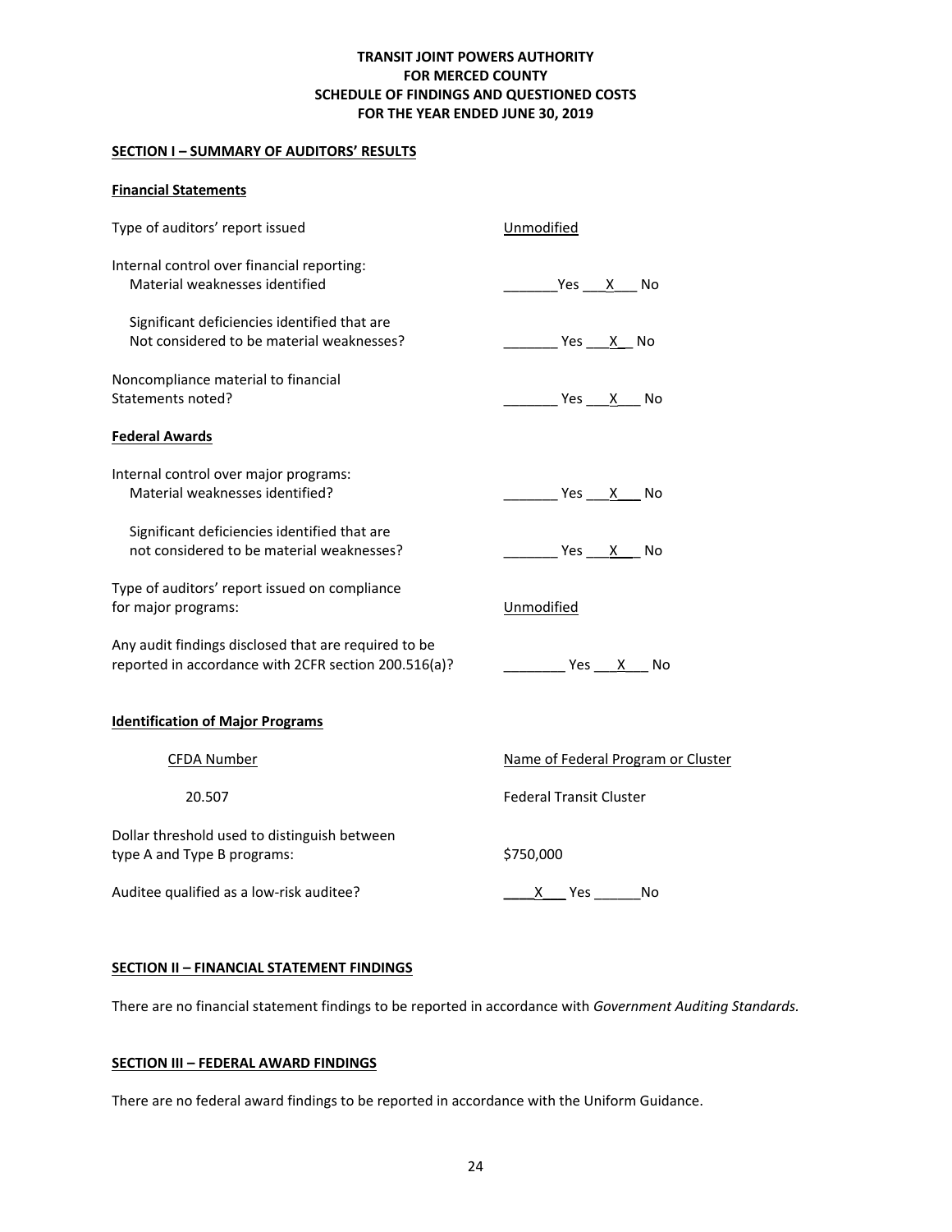# TRANSIT JOINT POWERS AUTHORITY FOR MERCED COUNTY
# SCHEDULE OF FINDINGS AND QUESTIONED COSTS
# FOR THE YEAR ENDED JUNE 30, 2019

## SECTION I – SUMMARY OF AUDITORS' RESULTS

### Financial Statements

| | |
|---|---|
| Type of auditors' report issued | Unmodified |
| Internal control over financial reporting:<br>Material weaknesses identified | _______Yes ___X___ No |
| Significant deficiencies identified that are<br>Not considered to be material weaknesses? | _______ Yes ___X__ No |
| Noncompliance material to financial<br>Statements noted? | _______ Yes ___X___ No |

### Federal Awards

| | |
|---|---|
| Internal control over major programs:<br>Material weaknesses identified? | _______ Yes ___X___ No |
| Significant deficiencies identified that are<br>not considered to be material weaknesses? | _______ Yes ___X___ No |
| Type of auditors' report issued on compliance<br>for major programs: | Unmodified |
| Any audit findings disclosed that are required to be<br>reported in accordance with 2CFR section 200.516(a)? | ________ Yes ___X___ No |

### Identification of Major Programs

| CFDA Number | Name of Federal Program or Cluster |
|---|---|
| 20.507 | Federal Transit Cluster |

| | |
|---|---|
| Dollar threshold used to distinguish between<br>type A and Type B programs: | $750,000 |
| Auditee qualified as a low-risk auditee? | ____X___ Yes ______No |

## SECTION II – FINANCIAL STATEMENT FINDINGS

There are no financial statement findings to be reported in accordance with *Government Auditing Standards.*

## SECTION III – FEDERAL AWARD FINDINGS

There are no federal award findings to be reported in accordance with the Uniform Guidance.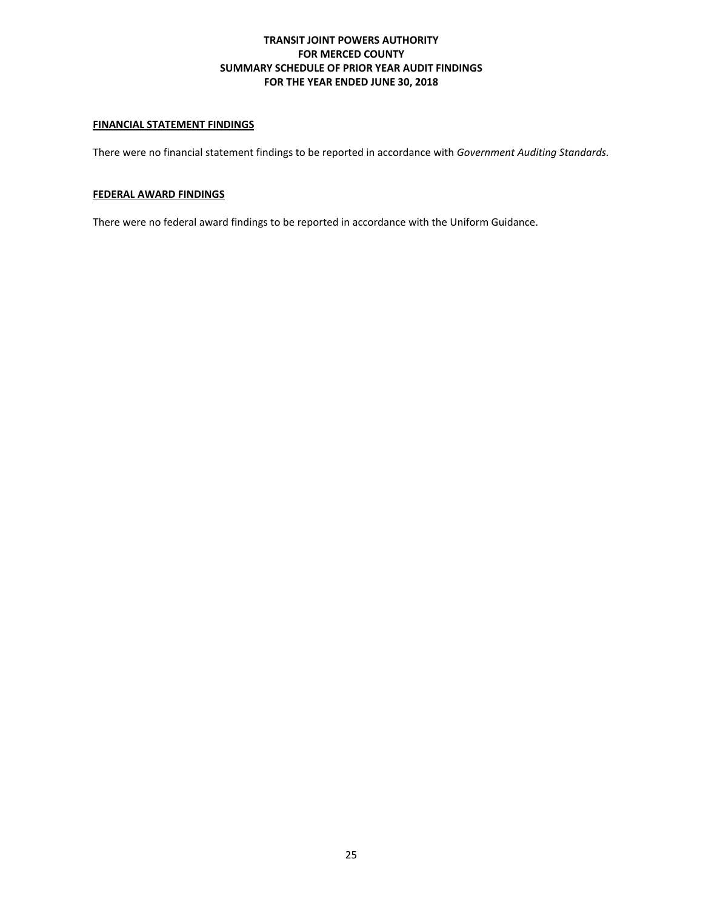# TRANSIT JOINT POWERS AUTHORITY
# FOR MERCED COUNTY
# SUMMARY SCHEDULE OF PRIOR YEAR AUDIT FINDINGS
# FOR THE YEAR ENDED JUNE 30, 2018

## FINANCIAL STATEMENT FINDINGS

There were no financial statement findings to be reported in accordance with *Government Auditing Standards.*

## FEDERAL AWARD FINDINGS

There were no federal award findings to be reported in accordance with the Uniform Guidance.